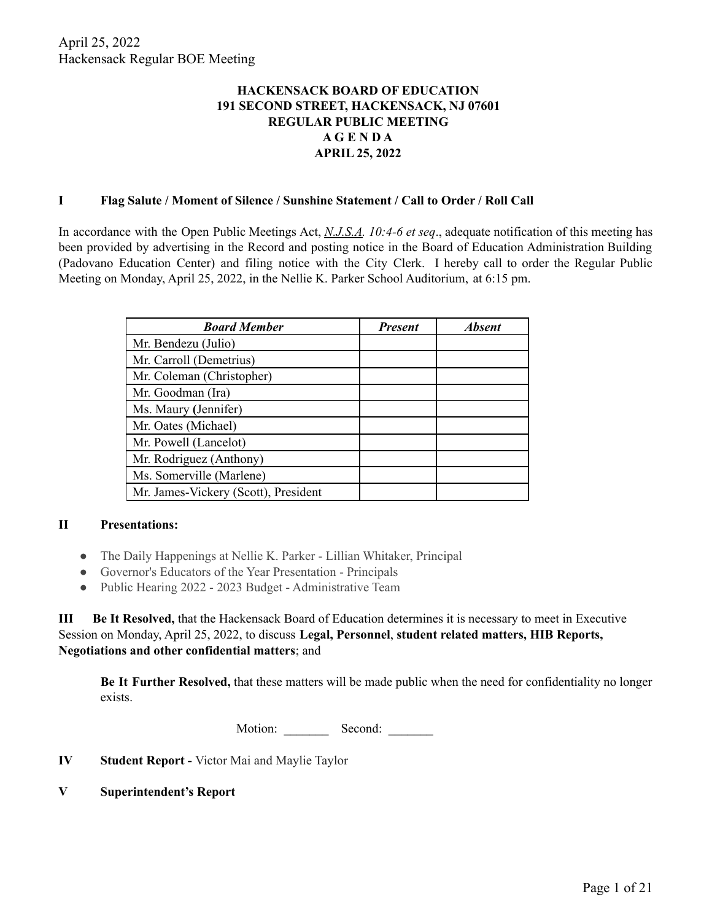**HACKENSACK BOARD OF EDUCATION**
**191 SECOND STREET, HACKENSACK, NJ 07601**
**REGULAR PUBLIC MEETING**
**A G E N D A**
**APRIL 25, 2022**

## I Flag Salute / Moment of Silence / Sunshine Statement / Call to Order / Roll Call

In accordance with the Open Public Meetings Act, *N.J.S.A. 10:4-6 et seq*., adequate notification of this meeting has been provided by advertising in the Record and posting notice in the Board of Education Administration Building (Padovano Education Center) and filing notice with the City Clerk. I hereby call to order the Regular Public Meeting on Monday, April 25, 2022, in the Nellie K. Parker School Auditorium, at 6:15 pm.

| ***Board Member*** | ***Present*** | ***Absent*** |
|---|---|---|
| Mr. Bendezu (Julio) | | |
| Mr. Carroll (Demetrius) | | |
| Mr. Coleman (Christopher) | | |
| Mr. Goodman (Ira) | | |
| Ms. Maury (Jennifer) | | |
| Mr. Oates (Michael) | | |
| Mr. Powell (Lancelot) | | |
| Mr. Rodriguez (Anthony) | | |
| Ms. Somerville (Marlene) | | |
| Mr. James-Vickery (Scott), President | | |

## II Presentations:

- The Daily Happenings at Nellie K. Parker - Lillian Whitaker, Principal
- Governor's Educators of the Year Presentation - Principals
- Public Hearing 2022 - 2023 Budget - Administrative Team

**III Be It Resolved,** that the Hackensack Board of Education determines it is necessary to meet in Executive Session on Monday, April 25, 2022, to discuss **Legal, Personnel**, **student related matters, HIB Reports, Negotiations and other confidential matters**; and

**Be It Further Resolved,** that these matters will be made public when the need for confidentiality no longer exists.

Motion: _______ Second: _______

## IV Student Report - Victor Mai and Maylie Taylor

## V Superintendent's Report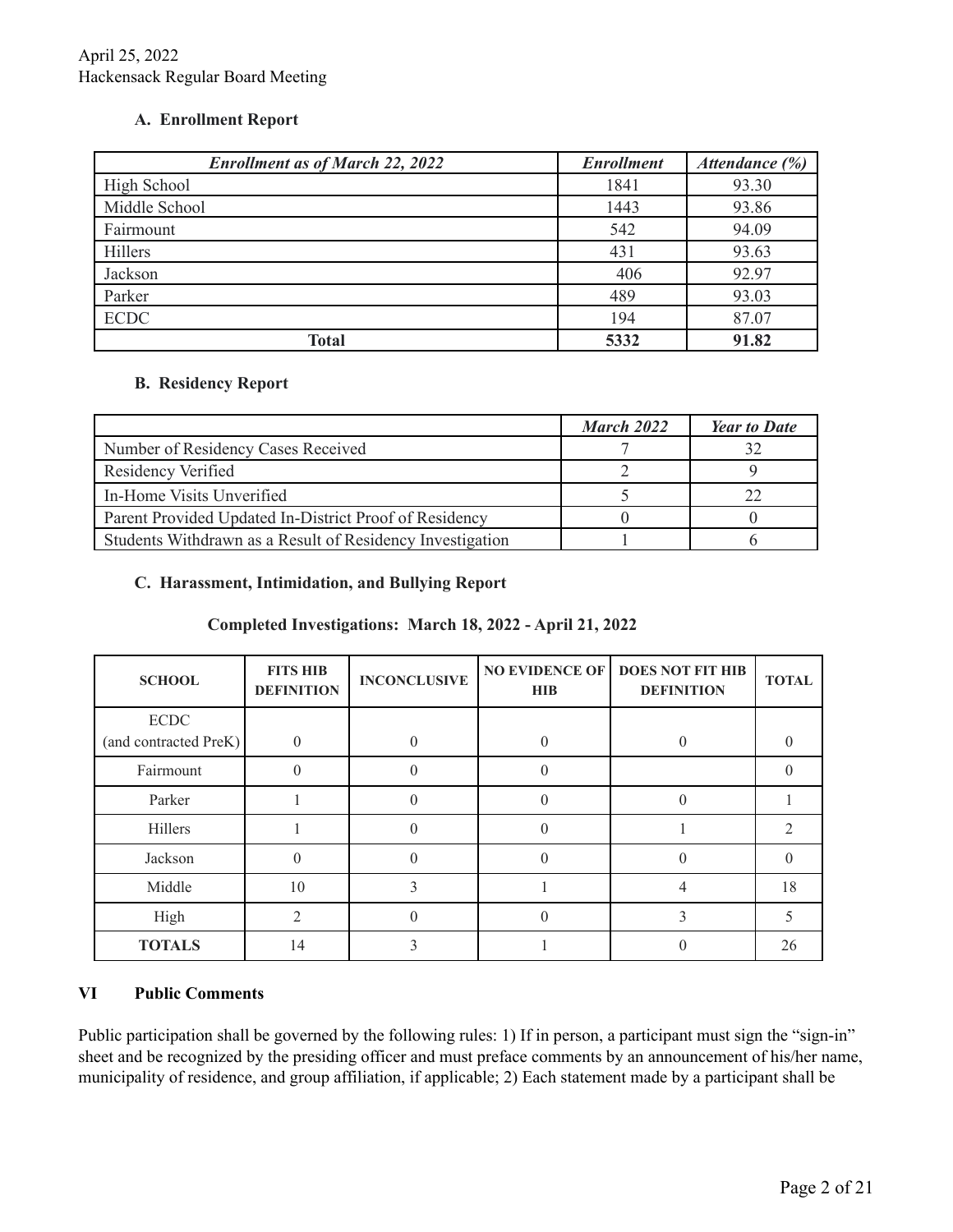April 25, 2022
Hackensack Regular Board Meeting

### A. Enrollment Report

| *Enrollment as of March 22, 2022* | *Enrollment* | *Attendance (%)* |
|---|---|---|
| High School | 1841 | 93.30 |
| Middle School | 1443 | 93.86 |
| Fairmount | 542 | 94.09 |
| Hillers | 431 | 93.63 |
| Jackson | 406 | 92.97 |
| Parker | 489 | 93.03 |
| ECDC | 194 | 87.07 |
| **Total** | **5332** | **91.82** |

### B. Residency Report

| | *March 2022* | *Year to Date* |
|---|---|---|
| Number of Residency Cases Received | 7 | 32 |
| Residency Verified | 2 | 9 |
| In-Home Visits Unverified | 5 | 22 |
| Parent Provided Updated In-District Proof of Residency | 0 | 0 |
| Students Withdrawn as a Result of Residency Investigation | 1 | 6 |

### C. Harassment, Intimidation, and Bullying Report

**Completed Investigations: March 18, 2022 - April 21, 2022**

| SCHOOL | FITS HIB DEFINITION | INCONCLUSIVE | NO EVIDENCE OF HIB | DOES NOT FIT HIB DEFINITION | TOTAL |
|---|---|---|---|---|---|
| ECDC (and contracted PreK) | 0 | 0 | 0 | 0 | 0 |
| Fairmount | 0 | 0 | 0 | | 0 |
| Parker | 1 | 0 | 0 | 0 | 1 |
| Hillers | 1 | 0 | 0 | 1 | 2 |
| Jackson | 0 | 0 | 0 | 0 | 0 |
| Middle | 10 | 3 | 1 | 4 | 18 |
| High | 2 | 0 | 0 | 3 | 5 |
| **TOTALS** | 14 | 3 | 1 | 0 | 26 |

## VI Public Comments

Public participation shall be governed by the following rules: 1) If in person, a participant must sign the "sign-in" sheet and be recognized by the presiding officer and must preface comments by an announcement of his/her name, municipality of residence, and group affiliation, if applicable; 2) Each statement made by a participant shall be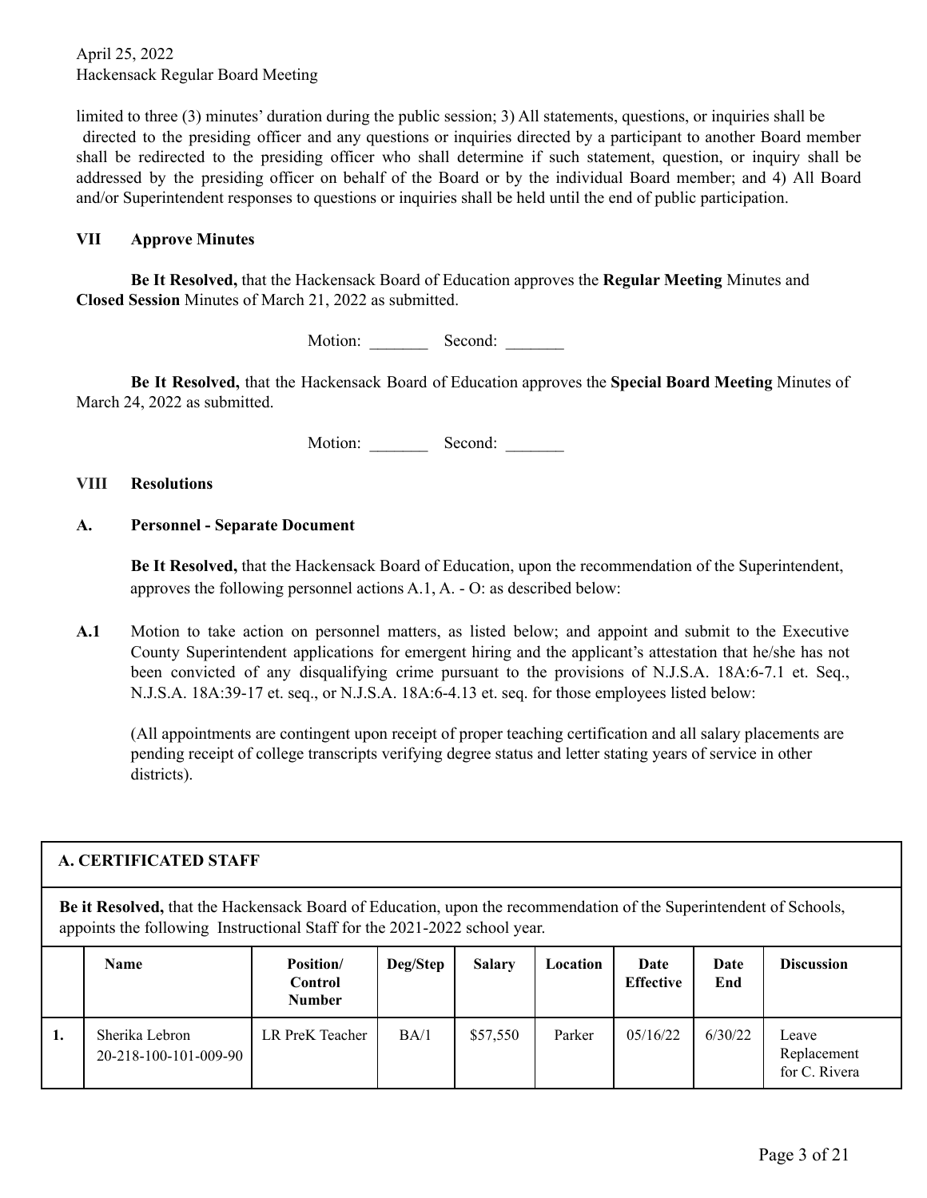limited to three (3) minutes' duration during the public session; 3) All statements, questions, or inquiries shall be directed to the presiding officer and any questions or inquiries directed by a participant to another Board member shall be redirected to the presiding officer who shall determine if such statement, question, or inquiry shall be addressed by the presiding officer on behalf of the Board or by the individual Board member; and 4) All Board and/or Superintendent responses to questions or inquiries shall be held until the end of public participation.

## VII Approve Minutes

**Be It Resolved,** that the Hackensack Board of Education approves the **Regular Meeting** Minutes and **Closed Session** Minutes of March 21, 2022 as submitted.

Motion: _______ Second: _______

**Be It Resolved,** that the Hackensack Board of Education approves the **Special Board Meeting** Minutes of March 24, 2022 as submitted.

Motion: _______ Second: _______

## VIII Resolutions

### A. Personnel - Separate Document

**Be It Resolved,** that the Hackensack Board of Education, upon the recommendation of the Superintendent, approves the following personnel actions A.1, A. - O: as described below:

**A.1** Motion to take action on personnel matters, as listed below; and appoint and submit to the Executive County Superintendent applications for emergent hiring and the applicant's attestation that he/she has not been convicted of any disqualifying crime pursuant to the provisions of N.J.S.A. 18A:6-7.1 et. Seq., N.J.S.A. 18A:39-17 et. seq., or N.J.S.A. 18A:6-4.13 et. seq. for those employees listed below:

(All appointments are contingent upon receipt of proper teaching certification and all salary placements are pending receipt of college transcripts verifying degree status and letter stating years of service in other districts).

**A. CERTIFICATED STAFF**

**Be it Resolved,** that the Hackensack Board of Education, upon the recommendation of the Superintendent of Schools, appoints the following Instructional Staff for the 2021-2022 school year.

| | Name | Position/ Control Number | Deg/Step | Salary | Location | Date Effective | Date End | Discussion |
|---|---|---|---|---|---|---|---|---|
| 1. | Sherika Lebron 20-218-100-101-009-90 | LR PreK Teacher | BA/1 | $57,550 | Parker | 05/16/22 | 6/30/22 | Leave Replacement for C. Rivera |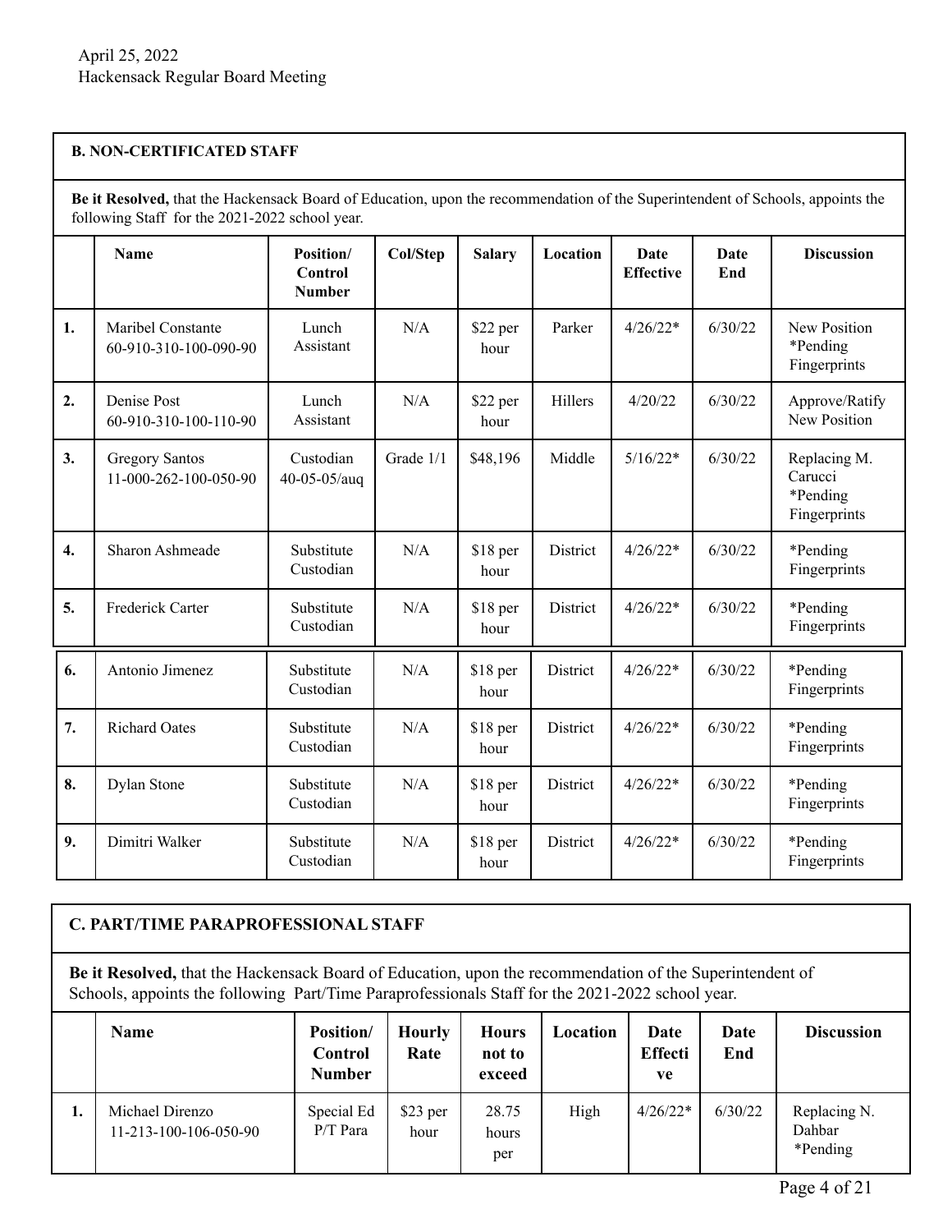April 25, 2022
Hackensack Regular Board Meeting

**B. NON-CERTIFICATED STAFF**

**Be it Resolved,** that the Hackensack Board of Education, upon the recommendation of the Superintendent of Schools, appoints the following Staff for the 2021-2022 school year.

| | Name | Position/ Control Number | Col/Step | Salary | Location | Date Effective | Date End | Discussion |
|---|---|---|---|---|---|---|---|---|
| 1. | Maribel Constante 60-910-310-100-090-90 | Lunch Assistant | N/A | $22 per hour | Parker | 4/26/22* | 6/30/22 | New Position *Pending Fingerprints |
| 2. | Denise Post 60-910-310-100-110-90 | Lunch Assistant | N/A | $22 per hour | Hillers | 4/20/22 | 6/30/22 | Approve/Ratify New Position |
| 3. | Gregory Santos 11-000-262-100-050-90 | Custodian 40-05-05/auq | Grade 1/1 | $48,196 | Middle | 5/16/22* | 6/30/22 | Replacing M. Carucci *Pending Fingerprints |
| 4. | Sharon Ashmeade | Substitute Custodian | N/A | $18 per hour | District | 4/26/22* | 6/30/22 | *Pending Fingerprints |
| 5. | Frederick Carter | Substitute Custodian | N/A | $18 per hour | District | 4/26/22* | 6/30/22 | *Pending Fingerprints |
| 6. | Antonio Jimenez | Substitute Custodian | N/A | $18 per hour | District | 4/26/22* | 6/30/22 | *Pending Fingerprints |
| 7. | Richard Oates | Substitute Custodian | N/A | $18 per hour | District | 4/26/22* | 6/30/22 | *Pending Fingerprints |
| 8. | Dylan Stone | Substitute Custodian | N/A | $18 per hour | District | 4/26/22* | 6/30/22 | *Pending Fingerprints |
| 9. | Dimitri Walker | Substitute Custodian | N/A | $18 per hour | District | 4/26/22* | 6/30/22 | *Pending Fingerprints |

**C. PART/TIME PARAPROFESSIONAL STAFF**

**Be it Resolved,** that the Hackensack Board of Education, upon the recommendation of the Superintendent of Schools, appoints the following Part/Time Paraprofessionals Staff for the 2021-2022 school year.

| | Name | Position/ Control Number | Hourly Rate | Hours not to exceed | Location | Date Effective | Date End | Discussion |
|---|---|---|---|---|---|---|---|---|
| 1. | Michael Direnzo 11-213-100-106-050-90 | Special Ed P/T Para | $23 per hour | 28.75 hours per | High | 4/26/22* | 6/30/22 | Replacing N. Dahbar *Pending |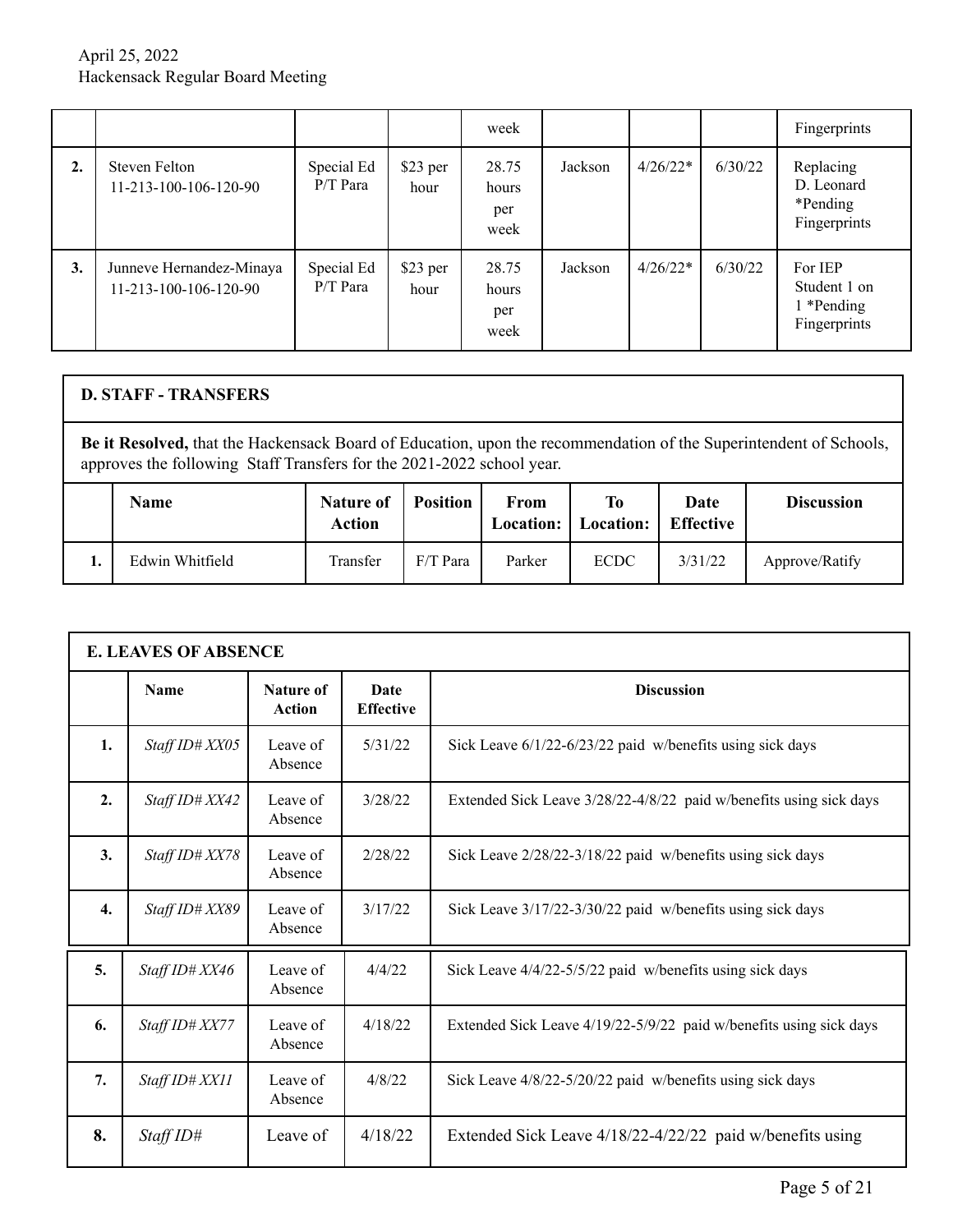|  |  |  |  | week |  |  |  | Fingerprints |
|---|---|---|---|---|---|---|---|---|
| **2.** | Steven Felton 11-213-100-106-120-90 | Special Ed P/T Para | $23 per hour | 28.75 hours per week | Jackson | 4/26/22* | 6/30/22 | Replacing D. Leonard *Pending Fingerprints |
| **3.** | Junneve Hernandez-Minaya 11-213-100-106-120-90 | Special Ed P/T Para | $23 per hour | 28.75 hours per week | Jackson | 4/26/22* | 6/30/22 | For IEP Student 1 on 1 *Pending Fingerprints |

**D. STAFF - TRANSFERS**

**Be it Resolved,** that the Hackensack Board of Education, upon the recommendation of the Superintendent of Schools, approves the following Staff Transfers for the 2021-2022 school year.

|  | Name | Nature of Action | Position | From Location: | To Location: | Date Effective | Discussion |
|---|---|---|---|---|---|---|---|
| **1.** | Edwin Whitfield | Transfer | F/T Para | Parker | ECDC | 3/31/22 | Approve/Ratify |

**E. LEAVES OF ABSENCE**

|  | Name | Nature of Action | Date Effective | Discussion |
|---|---|---|---|---|
| **1.** | *Staff ID# XX05* | Leave of Absence | 5/31/22 | Sick Leave 6/1/22-6/23/22 paid w/benefits using sick days |
| **2.** | *Staff ID# XX42* | Leave of Absence | 3/28/22 | Extended Sick Leave 3/28/22-4/8/22 paid w/benefits using sick days |
| **3.** | *Staff ID# XX78* | Leave of Absence | 2/28/22 | Sick Leave 2/28/22-3/18/22 paid w/benefits using sick days |
| **4.** | *Staff ID# XX89* | Leave of Absence | 3/17/22 | Sick Leave 3/17/22-3/30/22 paid w/benefits using sick days |
| **5.** | *Staff ID# XX46* | Leave of Absence | 4/4/22 | Sick Leave 4/4/22-5/5/22 paid w/benefits using sick days |
| **6.** | *Staff ID# XX77* | Leave of Absence | 4/18/22 | Extended Sick Leave 4/19/22-5/9/22 paid w/benefits using sick days |
| **7.** | *Staff ID# XX11* | Leave of Absence | 4/8/22 | Sick Leave 4/8/22-5/20/22 paid w/benefits using sick days |
| **8.** | *Staff ID#* | Leave of | 4/18/22 | Extended Sick Leave 4/18/22-4/22/22 paid w/benefits using |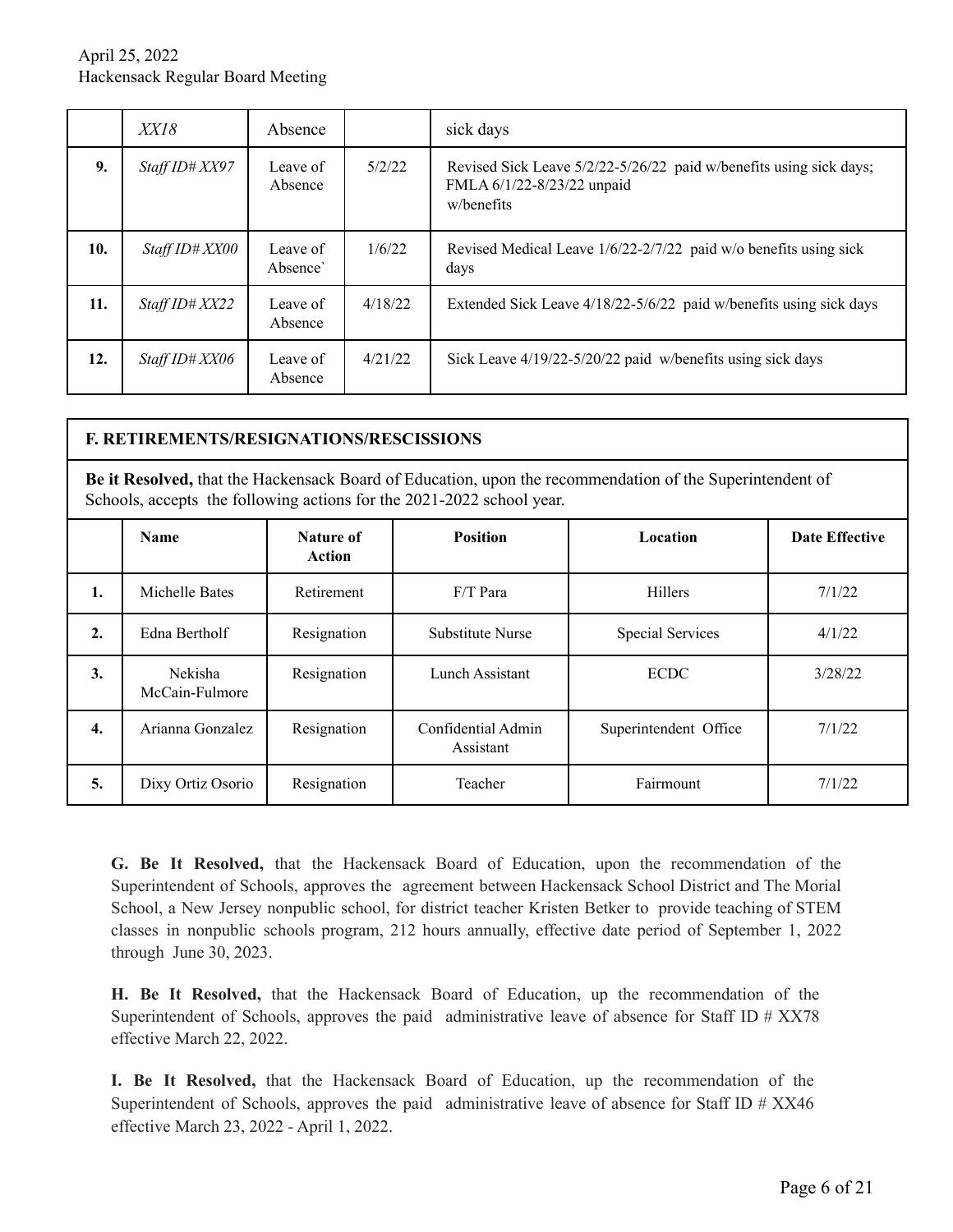|  | XX18 | Absence |  | sick days |
|---|---|---|---|---|
| **9.** | *Staff ID# XX97* | Leave of Absence | 5/2/22 | Revised Sick Leave 5/2/22-5/26/22 paid w/benefits using sick days; FMLA 6/1/22-8/23/22 unpaid w/benefits |
| **10.** | *Staff ID# XX00* | Leave of Absence` | 1/6/22 | Revised Medical Leave 1/6/22-2/7/22 paid w/o benefits using sick days |
| **11.** | *Staff ID# XX22* | Leave of Absence | 4/18/22 | Extended Sick Leave 4/18/22-5/6/22 paid w/benefits using sick days |
| **12.** | *Staff ID# XX06* | Leave of Absence | 4/21/22 | Sick Leave 4/19/22-5/20/22 paid w/benefits using sick days |

**F. RETIREMENTS/RESIGNATIONS/RESCISSIONS**

**Be it Resolved,** that the Hackensack Board of Education, upon the recommendation of the Superintendent of Schools, accepts the following actions for the 2021-2022 school year.

|  | Name | Nature of Action | Position | Location | Date Effective |
|---|---|---|---|---|---|
| **1.** | Michelle Bates | Retirement | F/T Para | Hillers | 7/1/22 |
| **2.** | Edna Bertholf | Resignation | Substitute Nurse | Special Services | 4/1/22 |
| **3.** | Nekisha McCain-Fulmore | Resignation | Lunch Assistant | ECDC | 3/28/22 |
| **4.** | Arianna Gonzalez | Resignation | Confidential Admin Assistant | Superintendent Office | 7/1/22 |
| **5.** | Dixy Ortiz Osorio | Resignation | Teacher | Fairmount | 7/1/22 |

**G. Be It Resolved,** that the Hackensack Board of Education, upon the recommendation of the Superintendent of Schools, approves the agreement between Hackensack School District and The Morial School, a New Jersey nonpublic school, for district teacher Kristen Betker to provide teaching of STEM classes in nonpublic schools program, 212 hours annually, effective date period of September 1, 2022 through June 30, 2023.

**H. Be It Resolved,** that the Hackensack Board of Education, up the recommendation of the Superintendent of Schools, approves the paid administrative leave of absence for Staff ID # XX78 effective March 22, 2022.

**I. Be It Resolved,** that the Hackensack Board of Education, up the recommendation of the Superintendent of Schools, approves the paid administrative leave of absence for Staff ID # XX46 effective March 23, 2022 - April 1, 2022.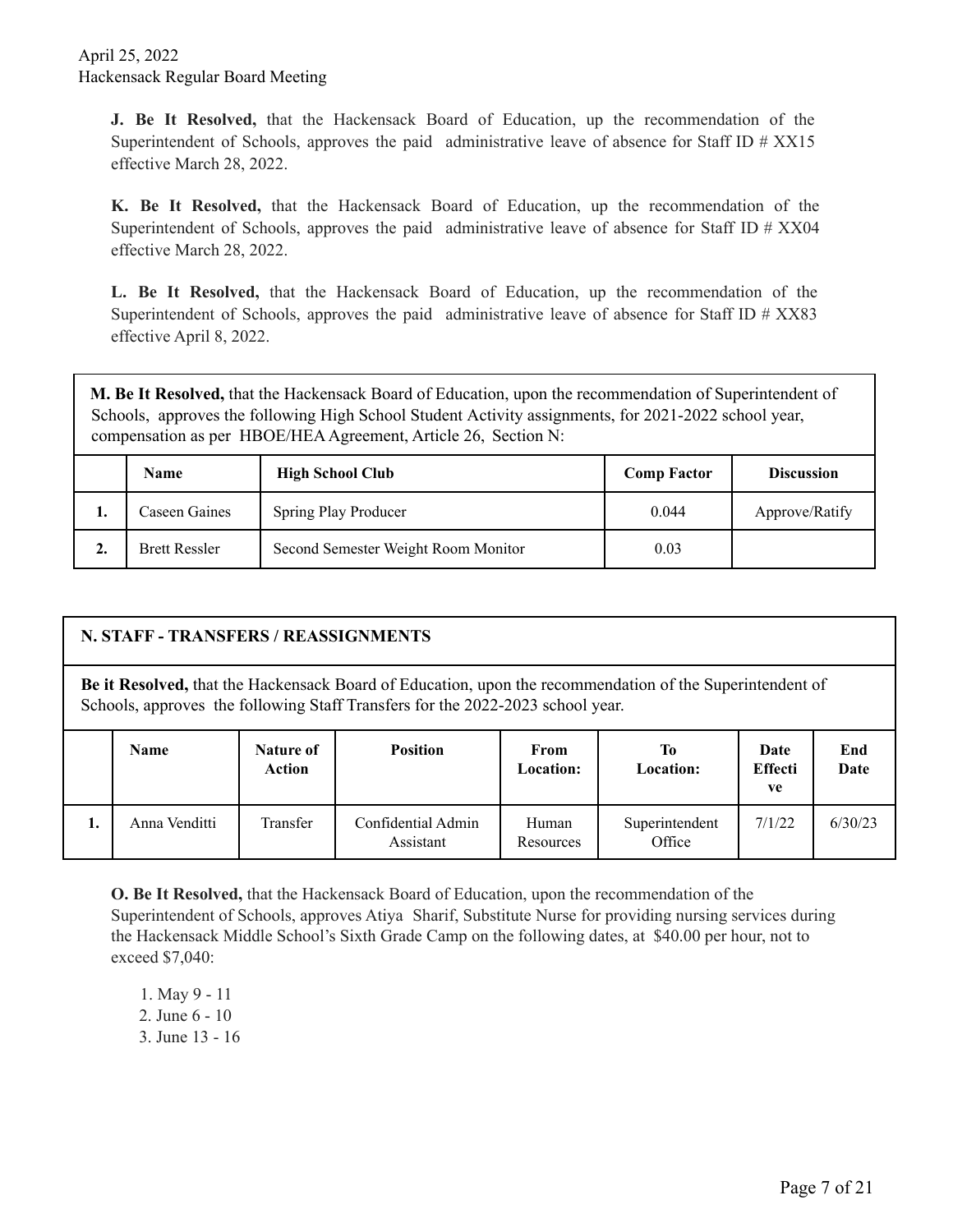**J. Be It Resolved,** that the Hackensack Board of Education, up the recommendation of the Superintendent of Schools, approves the paid administrative leave of absence for Staff ID # XX15 effective March 28, 2022.

**K. Be It Resolved,** that the Hackensack Board of Education, up the recommendation of the Superintendent of Schools, approves the paid administrative leave of absence for Staff ID # XX04 effective March 28, 2022.

**L. Be It Resolved,** that the Hackensack Board of Education, up the recommendation of the Superintendent of Schools, approves the paid administrative leave of absence for Staff ID # XX83 effective April 8, 2022.

**M. Be It Resolved,** that the Hackensack Board of Education, upon the recommendation of Superintendent of Schools, approves the following High School Student Activity assignments, for 2021-2022 school year, compensation as per HBOE/HEA Agreement, Article 26, Section N:

| | Name | High School Club | Comp Factor | Discussion |
|---|---|---|---|---|
| **1.** | Caseen Gaines | Spring Play Producer | 0.044 | Approve/Ratify |
| **2.** | Brett Ressler | Second Semester Weight Room Monitor | 0.03 | |

**N. STAFF - TRANSFERS / REASSIGNMENTS**

**Be it Resolved,** that the Hackensack Board of Education, upon the recommendation of the Superintendent of Schools, approves the following Staff Transfers for the 2022-2023 school year.

| | Name | Nature of Action | Position | From Location: | To Location: | Date Effective | End Date |
|---|---|---|---|---|---|---|---|
| **1.** | Anna Venditti | Transfer | Confidential Admin Assistant | Human Resources | Superintendent Office | 7/1/22 | 6/30/23 |

**O. Be It Resolved,** that the Hackensack Board of Education, upon the recommendation of the Superintendent of Schools, approves Atiya Sharif, Substitute Nurse for providing nursing services during the Hackensack Middle School's Sixth Grade Camp on the following dates, at $40.00 per hour, not to exceed $7,040:

1. May 9 - 11
2. June 6 - 10
3. June 13 - 16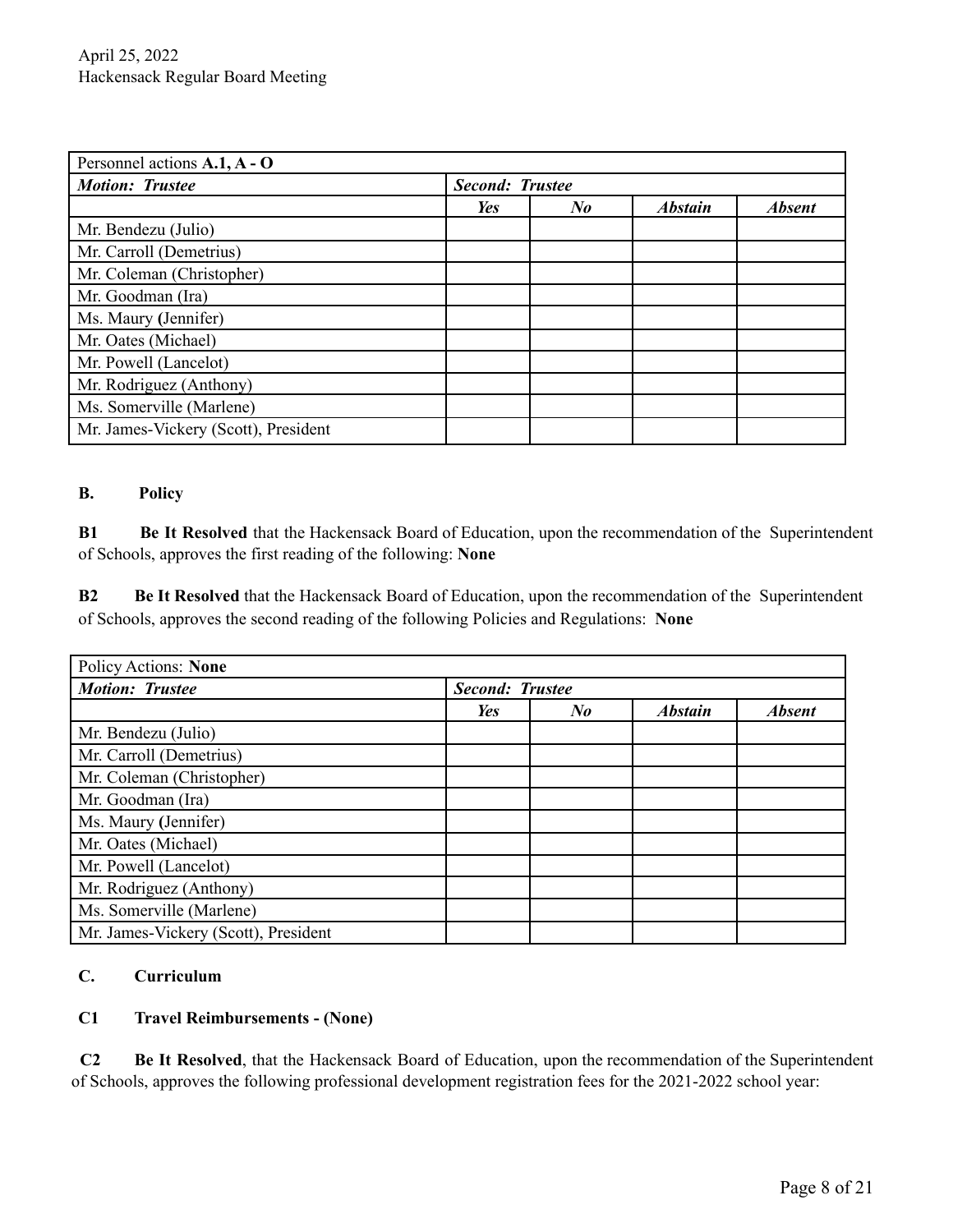| Personnel actions **A.1, A - O** | | | | |
|---|---|---|---|---|
| ***Motion: Trustee*** | ***Second: Trustee*** | | | |
| | ***Yes*** | ***No*** | ***Abstain*** | ***Absent*** |
| Mr. Bendezu (Julio) | | | | |
| Mr. Carroll (Demetrius) | | | | |
| Mr. Coleman (Christopher) | | | | |
| Mr. Goodman (Ira) | | | | |
| Ms. Maury (Jennifer) | | | | |
| Mr. Oates (Michael) | | | | |
| Mr. Powell (Lancelot) | | | | |
| Mr. Rodriguez (Anthony) | | | | |
| Ms. Somerville (Marlene) | | | | |
| Mr. James-Vickery (Scott), President | | | | |

## B. Policy

**B1** **Be It Resolved** that the Hackensack Board of Education, upon the recommendation of the Superintendent of Schools, approves the first reading of the following: **None**

**B2** **Be It Resolved** that the Hackensack Board of Education, upon the recommendation of the Superintendent of Schools, approves the second reading of the following Policies and Regulations: **None**

| Policy Actions: **None** | | | | |
|---|---|---|---|---|
| ***Motion: Trustee*** | ***Second: Trustee*** | | | |
| | ***Yes*** | ***No*** | ***Abstain*** | ***Absent*** |
| Mr. Bendezu (Julio) | | | | |
| Mr. Carroll (Demetrius) | | | | |
| Mr. Coleman (Christopher) | | | | |
| Mr. Goodman (Ira) | | | | |
| Ms. Maury (Jennifer) | | | | |
| Mr. Oates (Michael) | | | | |
| Mr. Powell (Lancelot) | | | | |
| Mr. Rodriguez (Anthony) | | | | |
| Ms. Somerville (Marlene) | | | | |
| Mr. James-Vickery (Scott), President | | | | |

## C. Curriculum

**C1 Travel Reimbursements - (None)**

**C2** **Be It Resolved**, that the Hackensack Board of Education, upon the recommendation of the Superintendent of Schools, approves the following professional development registration fees for the 2021-2022 school year: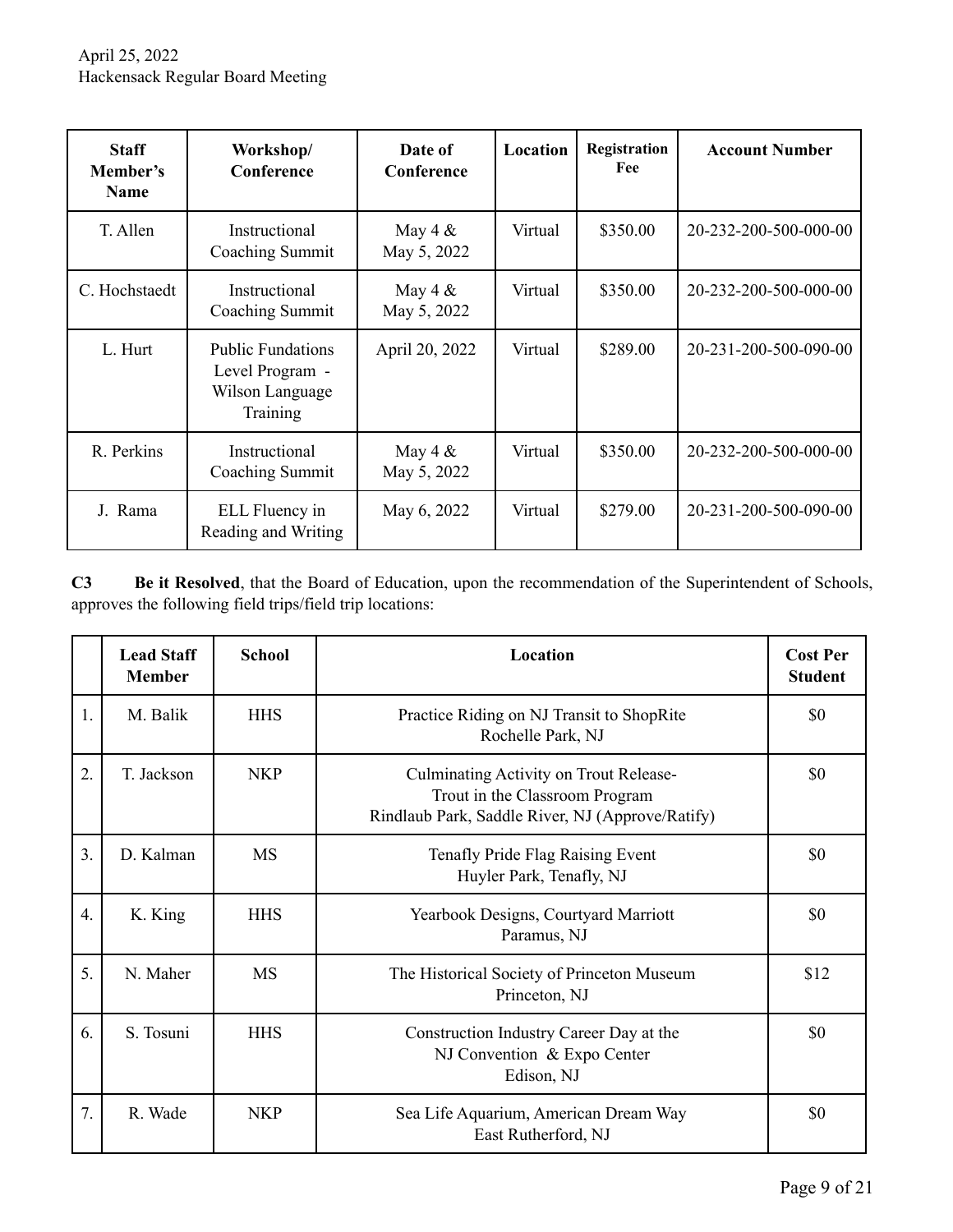| Staff Member's Name | Workshop/ Conference | Date of Conference | Location | Registration Fee | Account Number |
|---|---|---|---|---|---|
| T. Allen | Instructional Coaching Summit | May 4 & May 5, 2022 | Virtual | $350.00 | 20-232-200-500-000-00 |
| C. Hochstaedt | Instructional Coaching Summit | May 4 & May 5, 2022 | Virtual | $350.00 | 20-232-200-500-000-00 |
| L. Hurt | Public Fundations Level Program - Wilson Language Training | April 20, 2022 | Virtual | $289.00 | 20-231-200-500-090-00 |
| R. Perkins | Instructional Coaching Summit | May 4 & May 5, 2022 | Virtual | $350.00 | 20-232-200-500-000-00 |
| J. Rama | ELL Fluency in Reading and Writing | May 6, 2022 | Virtual | $279.00 | 20-231-200-500-090-00 |

**C3** **Be it Resolved**, that the Board of Education, upon the recommendation of the Superintendent of Schools, approves the following field trips/field trip locations:

| | Lead Staff Member | School | Location | Cost Per Student |
|---|---|---|---|---|
| 1. | M. Balik | HHS | Practice Riding on NJ Transit to ShopRite Rochelle Park, NJ | $0 |
| 2. | T. Jackson | NKP | Culminating Activity on Trout Release- Trout in the Classroom Program Rindlaub Park, Saddle River, NJ (Approve/Ratify) | $0 |
| 3. | D. Kalman | MS | Tenafly Pride Flag Raising Event Huyler Park, Tenafly, NJ | $0 |
| 4. | K. King | HHS | Yearbook Designs, Courtyard Marriott Paramus, NJ | $0 |
| 5. | N. Maher | MS | The Historical Society of Princeton Museum Princeton, NJ | $12 |
| 6. | S. Tosuni | HHS | Construction Industry Career Day at the NJ Convention & Expo Center Edison, NJ | $0 |
| 7. | R. Wade | NKP | Sea Life Aquarium, American Dream Way East Rutherford, NJ | $0 |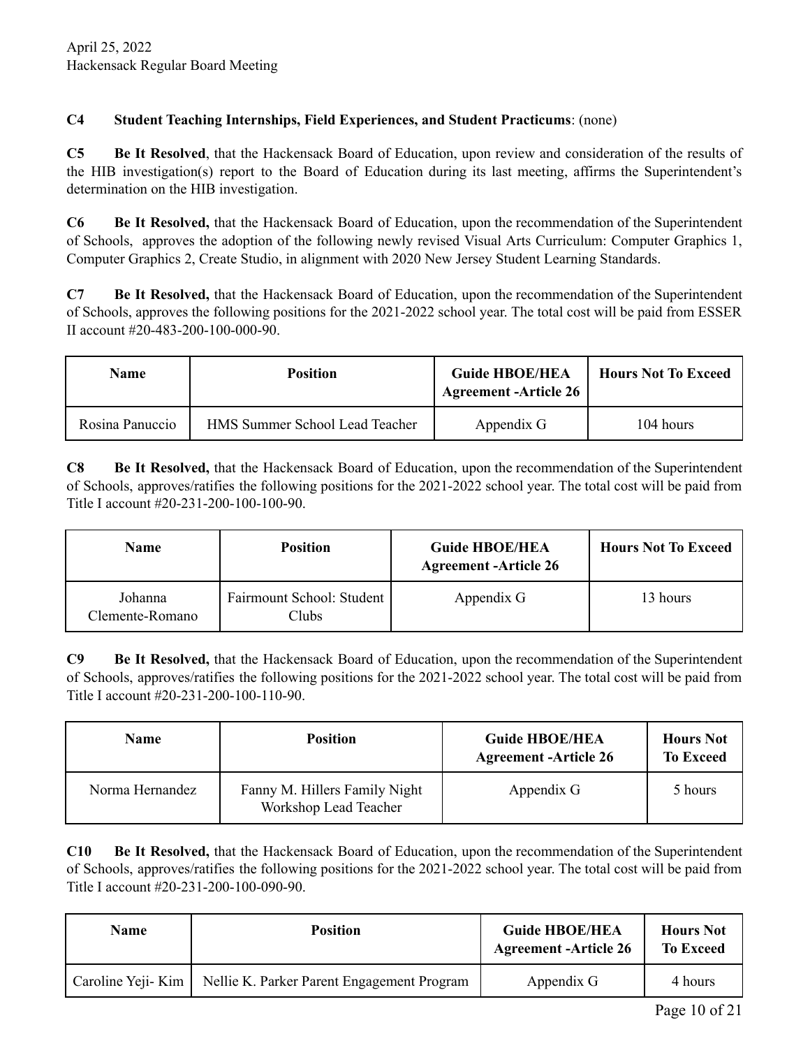**C4 Student Teaching Internships, Field Experiences, and Student Practicums**: (none)

**C5 Be It Resolved**, that the Hackensack Board of Education, upon review and consideration of the results of the HIB investigation(s) report to the Board of Education during its last meeting, affirms the Superintendent's determination on the HIB investigation.

**C6 Be It Resolved,** that the Hackensack Board of Education, upon the recommendation of the Superintendent of Schools, approves the adoption of the following newly revised Visual Arts Curriculum: Computer Graphics 1, Computer Graphics 2, Create Studio, in alignment with 2020 New Jersey Student Learning Standards.

**C7 Be It Resolved,** that the Hackensack Board of Education, upon the recommendation of the Superintendent of Schools, approves the following positions for the 2021-2022 school year. The total cost will be paid from ESSER II account #20-483-200-100-000-90.

| Name | Position | Guide HBOE/HEA Agreement -Article 26 | Hours Not To Exceed |
|---|---|---|---|
| Rosina Panuccio | HMS Summer School Lead Teacher | Appendix G | 104 hours |

**C8 Be It Resolved,** that the Hackensack Board of Education, upon the recommendation of the Superintendent of Schools, approves/ratifies the following positions for the 2021-2022 school year. The total cost will be paid from Title I account #20-231-200-100-100-90.

| Name | Position | Guide HBOE/HEA Agreement -Article 26 | Hours Not To Exceed |
|---|---|---|---|
| Johanna Clemente-Romano | Fairmount School: Student Clubs | Appendix G | 13 hours |

**C9 Be It Resolved,** that the Hackensack Board of Education, upon the recommendation of the Superintendent of Schools, approves/ratifies the following positions for the 2021-2022 school year. The total cost will be paid from Title I account #20-231-200-100-110-90.

| Name | Position | Guide HBOE/HEA Agreement -Article 26 | Hours Not To Exceed |
|---|---|---|---|
| Norma Hernandez | Fanny M. Hillers Family Night Workshop Lead Teacher | Appendix G | 5 hours |

**C10 Be It Resolved,** that the Hackensack Board of Education, upon the recommendation of the Superintendent of Schools, approves/ratifies the following positions for the 2021-2022 school year. The total cost will be paid from Title I account #20-231-200-100-090-90.

| Name | Position | Guide HBOE/HEA Agreement -Article 26 | Hours Not To Exceed |
|---|---|---|---|
| Caroline Yeji- Kim | Nellie K. Parker Parent Engagement Program | Appendix G | 4 hours |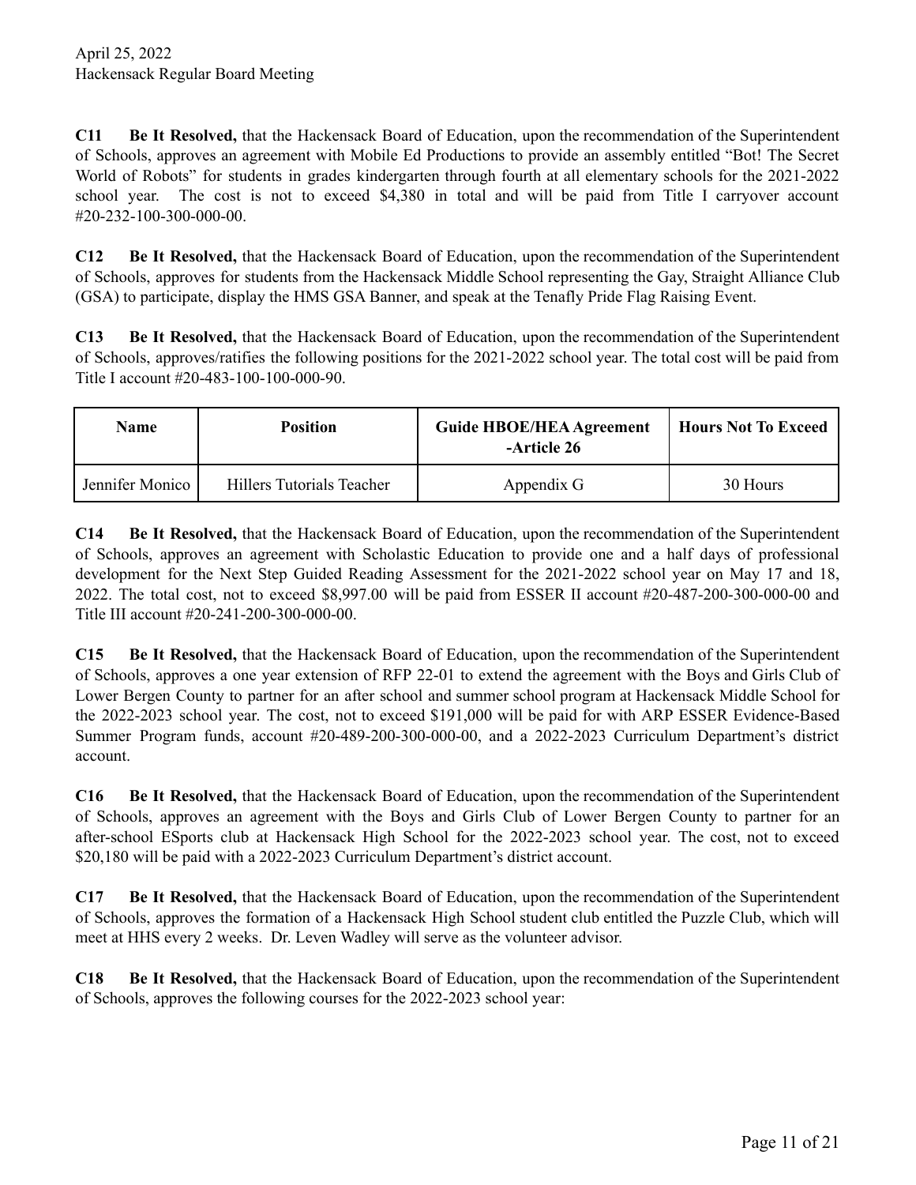**C11 Be It Resolved,** that the Hackensack Board of Education, upon the recommendation of the Superintendent of Schools, approves an agreement with Mobile Ed Productions to provide an assembly entitled "Bot! The Secret World of Robots" for students in grades kindergarten through fourth at all elementary schools for the 2021-2022 school year. The cost is not to exceed $4,380 in total and will be paid from Title I carryover account #20-232-100-300-000-00.

**C12 Be It Resolved,** that the Hackensack Board of Education, upon the recommendation of the Superintendent of Schools, approves for students from the Hackensack Middle School representing the Gay, Straight Alliance Club (GSA) to participate, display the HMS GSA Banner, and speak at the Tenafly Pride Flag Raising Event.

**C13 Be It Resolved,** that the Hackensack Board of Education, upon the recommendation of the Superintendent of Schools, approves/ratifies the following positions for the 2021-2022 school year. The total cost will be paid from Title I account #20-483-100-100-000-90.

| Name | Position | Guide HBOE/HEA Agreement -Article 26 | Hours Not To Exceed |
|---|---|---|---|
| Jennifer Monico | Hillers Tutorials Teacher | Appendix G | 30 Hours |

**C14 Be It Resolved,** that the Hackensack Board of Education, upon the recommendation of the Superintendent of Schools, approves an agreement with Scholastic Education to provide one and a half days of professional development for the Next Step Guided Reading Assessment for the 2021-2022 school year on May 17 and 18, 2022. The total cost, not to exceed $8,997.00 will be paid from ESSER II account #20-487-200-300-000-00 and Title III account #20-241-200-300-000-00.

**C15 Be It Resolved,** that the Hackensack Board of Education, upon the recommendation of the Superintendent of Schools, approves a one year extension of RFP 22-01 to extend the agreement with the Boys and Girls Club of Lower Bergen County to partner for an after school and summer school program at Hackensack Middle School for the 2022-2023 school year. The cost, not to exceed $191,000 will be paid for with ARP ESSER Evidence-Based Summer Program funds, account #20-489-200-300-000-00, and a 2022-2023 Curriculum Department's district account.

**C16 Be It Resolved,** that the Hackensack Board of Education, upon the recommendation of the Superintendent of Schools, approves an agreement with the Boys and Girls Club of Lower Bergen County to partner for an after-school ESports club at Hackensack High School for the 2022-2023 school year. The cost, not to exceed $20,180 will be paid with a 2022-2023 Curriculum Department's district account.

**C17 Be It Resolved,** that the Hackensack Board of Education, upon the recommendation of the Superintendent of Schools, approves the formation of a Hackensack High School student club entitled the Puzzle Club, which will meet at HHS every 2 weeks. Dr. Leven Wadley will serve as the volunteer advisor.

**C18 Be It Resolved,** that the Hackensack Board of Education, upon the recommendation of the Superintendent of Schools, approves the following courses for the 2022-2023 school year: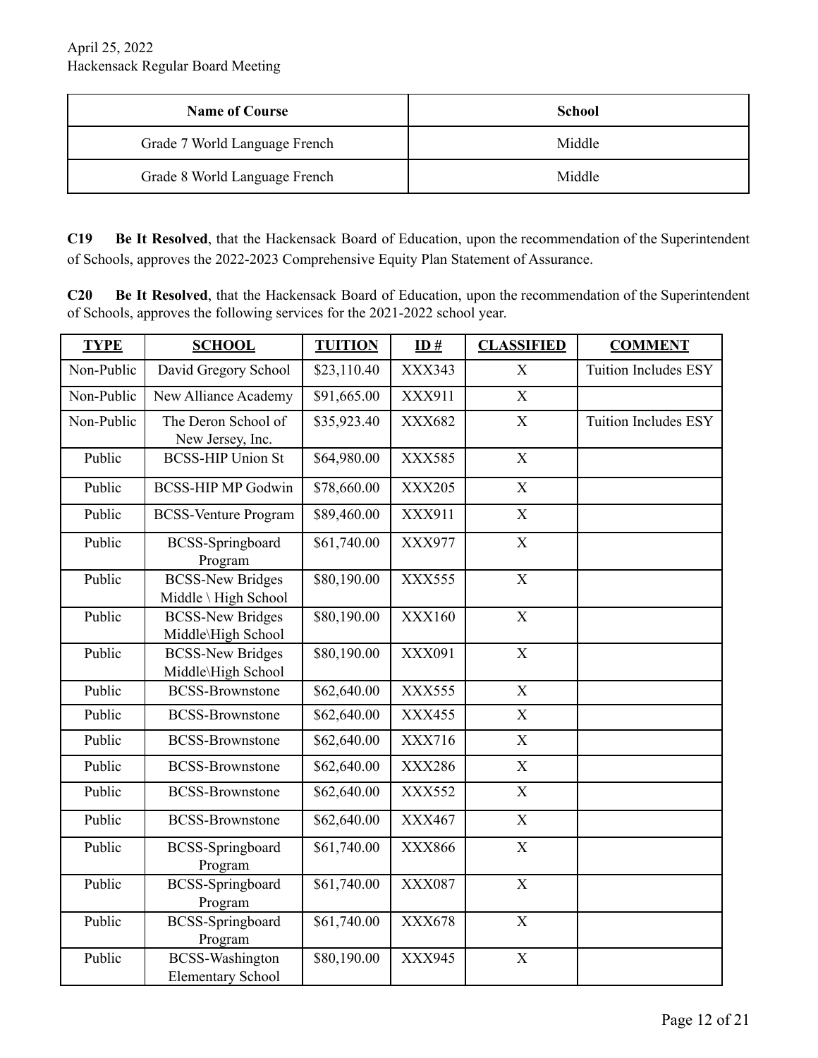| Name of Course | School |
|---|---|
| Grade 7 World Language French | Middle |
| Grade 8 World Language French | Middle |

**C19** **Be It Resolved**, that the Hackensack Board of Education, upon the recommendation of the Superintendent of Schools, approves the 2022-2023 Comprehensive Equity Plan Statement of Assurance.

**C20** **Be It Resolved**, that the Hackensack Board of Education, upon the recommendation of the Superintendent of Schools, approves the following services for the 2021-2022 school year.

| TYPE | SCHOOL | TUITION | ID # | CLASSIFIED | COMMENT |
|---|---|---|---|---|---|
| Non-Public | David Gregory School | $23,110.40 | XXX343 | X | Tuition Includes ESY |
| Non-Public | New Alliance Academy | $91,665.00 | XXX911 | X | |
| Non-Public | The Deron School of New Jersey, Inc. | $35,923.40 | XXX682 | X | Tuition Includes ESY |
| Public | BCSS-HIP Union St | $64,980.00 | XXX585 | X | |
| Public | BCSS-HIP MP Godwin | $78,660.00 | XXX205 | X | |
| Public | BCSS-Venture Program | $89,460.00 | XXX911 | X | |
| Public | BCSS-Springboard Program | $61,740.00 | XXX977 | X | |
| Public | BCSS-New Bridges Middle \ High School | $80,190.00 | XXX555 | X | |
| Public | BCSS-New Bridges Middle\High School | $80,190.00 | XXX160 | X | |
| Public | BCSS-New Bridges Middle\High School | $80,190.00 | XXX091 | X | |
| Public | BCSS-Brownstone | $62,640.00 | XXX555 | X | |
| Public | BCSS-Brownstone | $62,640.00 | XXX455 | X | |
| Public | BCSS-Brownstone | $62,640.00 | XXX716 | X | |
| Public | BCSS-Brownstone | $62,640.00 | XXX286 | X | |
| Public | BCSS-Brownstone | $62,640.00 | XXX552 | X | |
| Public | BCSS-Brownstone | $62,640.00 | XXX467 | X | |
| Public | BCSS-Springboard Program | $61,740.00 | XXX866 | X | |
| Public | BCSS-Springboard Program | $61,740.00 | XXX087 | X | |
| Public | BCSS-Springboard Program | $61,740.00 | XXX678 | X | |
| Public | BCSS-Washington Elementary School | $80,190.00 | XXX945 | X | |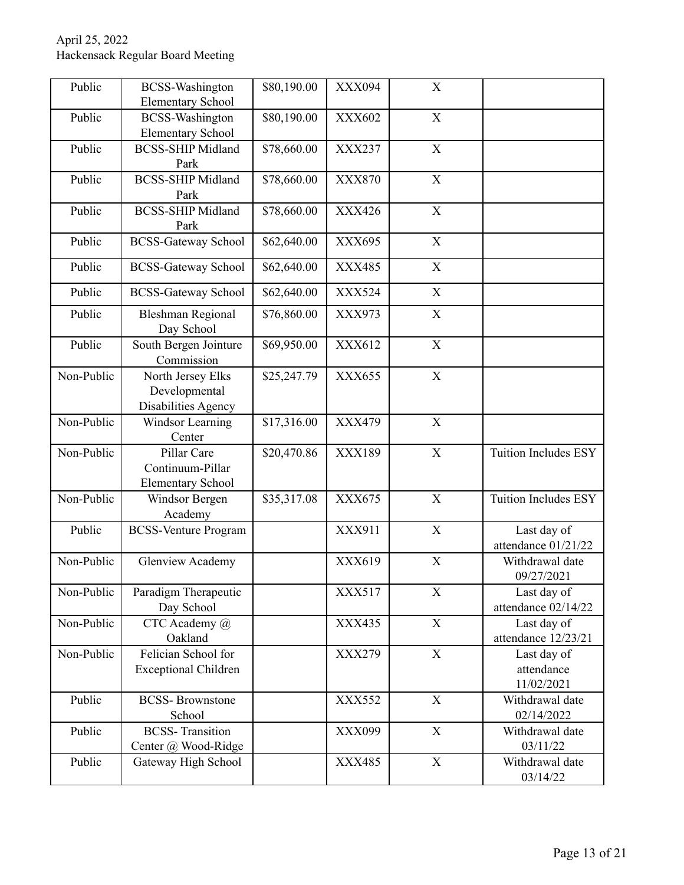| Public | BCSS-Washington Elementary School | $80,190.00 | XXX094 | X | |
|---|---|---|---|---|---|
| Public | BCSS-Washington Elementary School | $80,190.00 | XXX602 | X | |
| Public | BCSS-SHIP Midland Park | $78,660.00 | XXX237 | X | |
| Public | BCSS-SHIP Midland Park | $78,660.00 | XXX870 | X | |
| Public | BCSS-SHIP Midland Park | $78,660.00 | XXX426 | X | |
| Public | BCSS-Gateway School | $62,640.00 | XXX695 | X | |
| Public | BCSS-Gateway School | $62,640.00 | XXX485 | X | |
| Public | BCSS-Gateway School | $62,640.00 | XXX524 | X | |
| Public | Bleshman Regional Day School | $76,860.00 | XXX973 | X | |
| Public | South Bergen Jointure Commission | $69,950.00 | XXX612 | X | |
| Non-Public | North Jersey Elks Developmental Disabilities Agency | $25,247.79 | XXX655 | X | |
| Non-Public | Windsor Learning Center | $17,316.00 | XXX479 | X | |
| Non-Public | Pillar Care Continuum-Pillar Elementary School | $20,470.86 | XXX189 | X | Tuition Includes ESY |
| Non-Public | Windsor Bergen Academy | $35,317.08 | XXX675 | X | Tuition Includes ESY |
| Public | BCSS-Venture Program | | XXX911 | X | Last day of attendance 01/21/22 |
| Non-Public | Glenview Academy | | XXX619 | X | Withdrawal date 09/27/2021 |
| Non-Public | Paradigm Therapeutic Day School | | XXX517 | X | Last day of attendance 02/14/22 |
| Non-Public | CTC Academy @ Oakland | | XXX435 | X | Last day of attendance 12/23/21 |
| Non-Public | Felician School for Exceptional Children | | XXX279 | X | Last day of attendance 11/02/2021 |
| Public | BCSS- Brownstone School | | XXX552 | X | Withdrawal date 02/14/2022 |
| Public | BCSS- Transition Center @ Wood-Ridge | | XXX099 | X | Withdrawal date 03/11/22 |
| Public | Gateway High School | | XXX485 | X | Withdrawal date 03/14/22 |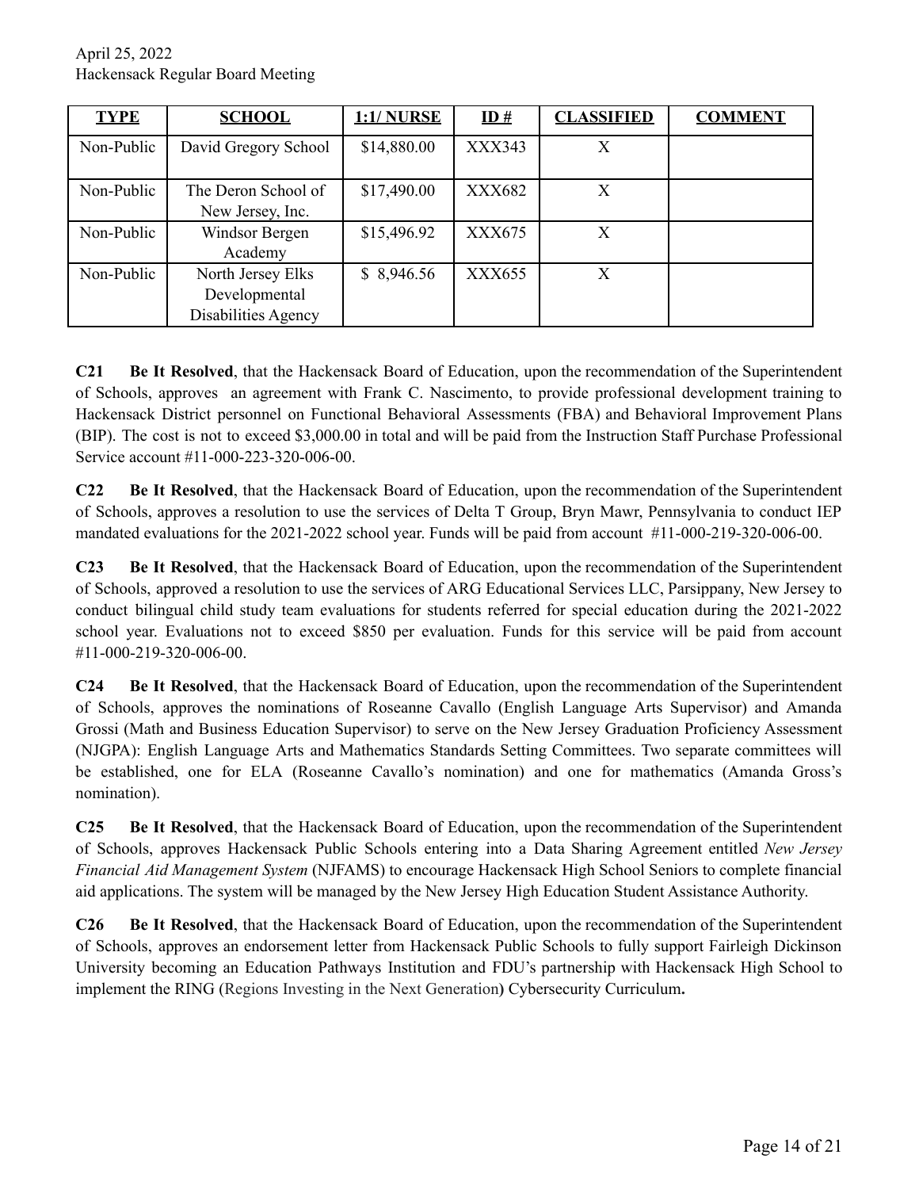| TYPE | SCHOOL | 1:1/ NURSE | ID # | CLASSIFIED | COMMENT |
|---|---|---|---|---|---|
| Non-Public | David Gregory School | $14,880.00 | XXX343 | X | |
| Non-Public | The Deron School of New Jersey, Inc. | $17,490.00 | XXX682 | X | |
| Non-Public | Windsor Bergen Academy | $15,496.92 | XXX675 | X | |
| Non-Public | North Jersey Elks Developmental Disabilities Agency | $ 8,946.56 | XXX655 | X | |

**C21** **Be It Resolved**, that the Hackensack Board of Education, upon the recommendation of the Superintendent of Schools, approves an agreement with Frank C. Nascimento, to provide professional development training to Hackensack District personnel on Functional Behavioral Assessments (FBA) and Behavioral Improvement Plans (BIP). The cost is not to exceed $3,000.00 in total and will be paid from the Instruction Staff Purchase Professional Service account #11-000-223-320-006-00.

**C22** **Be It Resolved**, that the Hackensack Board of Education, upon the recommendation of the Superintendent of Schools, approves a resolution to use the services of Delta T Group, Bryn Mawr, Pennsylvania to conduct IEP mandated evaluations for the 2021-2022 school year. Funds will be paid from account #11-000-219-320-006-00.

**C23** **Be It Resolved**, that the Hackensack Board of Education, upon the recommendation of the Superintendent of Schools, approved a resolution to use the services of ARG Educational Services LLC, Parsippany, New Jersey to conduct bilingual child study team evaluations for students referred for special education during the 2021-2022 school year. Evaluations not to exceed $850 per evaluation. Funds for this service will be paid from account #11-000-219-320-006-00.

**C24** **Be It Resolved**, that the Hackensack Board of Education, upon the recommendation of the Superintendent of Schools, approves the nominations of Roseanne Cavallo (English Language Arts Supervisor) and Amanda Grossi (Math and Business Education Supervisor) to serve on the New Jersey Graduation Proficiency Assessment (NJGPA): English Language Arts and Mathematics Standards Setting Committees. Two separate committees will be established, one for ELA (Roseanne Cavallo's nomination) and one for mathematics (Amanda Gross's nomination).

**C25** **Be It Resolved**, that the Hackensack Board of Education, upon the recommendation of the Superintendent of Schools, approves Hackensack Public Schools entering into a Data Sharing Agreement entitled *New Jersey Financial Aid Management System* (NJFAMS) to encourage Hackensack High School Seniors to complete financial aid applications. The system will be managed by the New Jersey High Education Student Assistance Authority.

**C26** **Be It Resolved**, that the Hackensack Board of Education, upon the recommendation of the Superintendent of Schools, approves an endorsement letter from Hackensack Public Schools to fully support Fairleigh Dickinson University becoming an Education Pathways Institution and FDU's partnership with Hackensack High School to implement the RING (Regions Investing in the Next Generation**)** Cybersecurity Curriculum**.**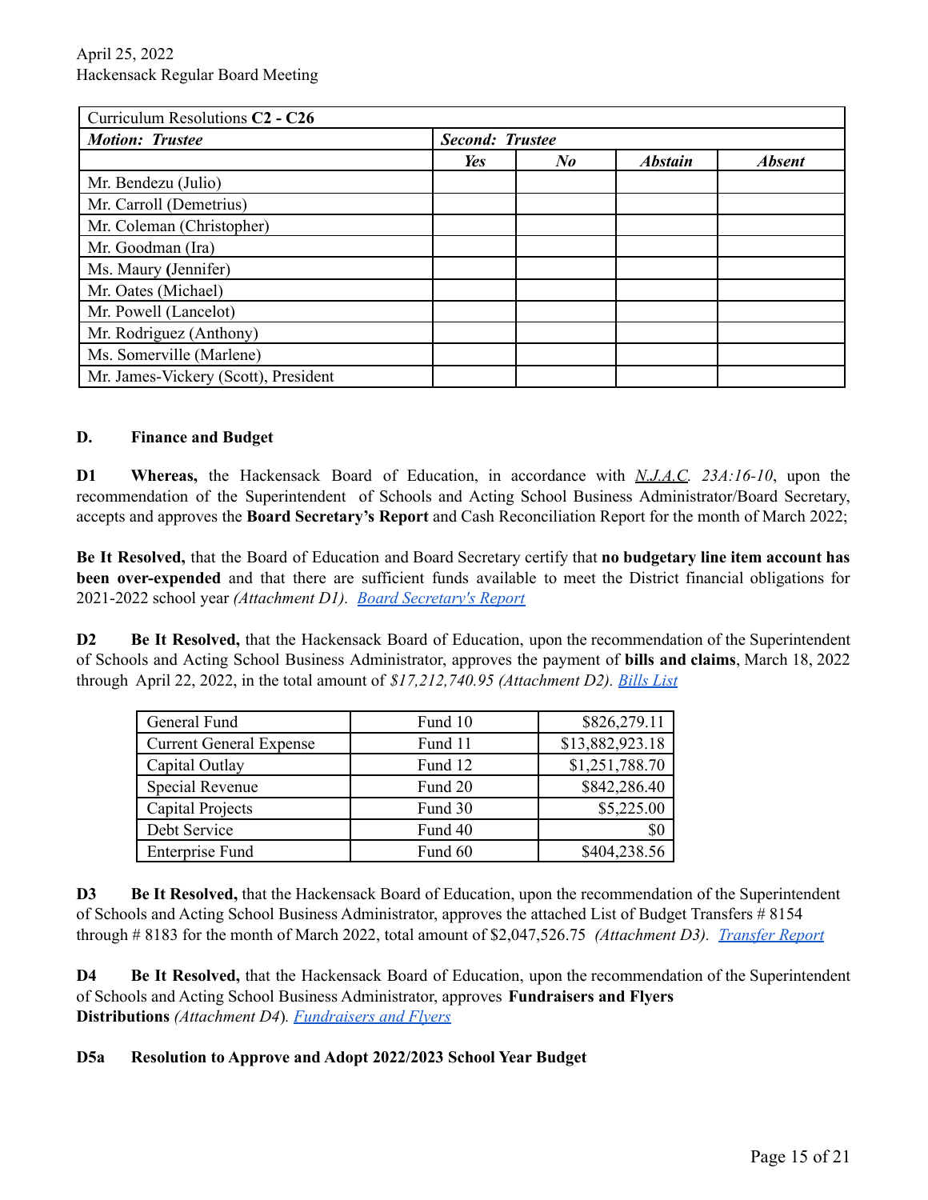| Curriculum Resolutions **C2 - C26** | | | | |
|---|---|---|---|---|
| ***Motion: Trustee*** | ***Second: Trustee*** | | | |
| | ***Yes*** | ***No*** | ***Abstain*** | ***Absent*** |
| Mr. Bendezu (Julio) | | | | |
| Mr. Carroll (Demetrius) | | | | |
| Mr. Coleman (Christopher) | | | | |
| Mr. Goodman (Ira) | | | | |
| Ms. Maury (Jennifer) | | | | |
| Mr. Oates (Michael) | | | | |
| Mr. Powell (Lancelot) | | | | |
| Mr. Rodriguez (Anthony) | | | | |
| Ms. Somerville (Marlene) | | | | |
| Mr. James-Vickery (Scott), President | | | | |

**D. Finance and Budget**

**D1 Whereas,** the Hackensack Board of Education, in accordance with *N.J.A.C. 23A:16-10*, upon the recommendation of the Superintendent of Schools and Acting School Business Administrator/Board Secretary, accepts and approves the **Board Secretary's Report** and Cash Reconciliation Report for the month of March 2022;

**Be It Resolved,** that the Board of Education and Board Secretary certify that **no budgetary line item account has been over-expended** and that there are sufficient funds available to meet the District financial obligations for 2021-2022 school year *(Attachment D1). Board Secretary's Report*

**D2 Be It Resolved,** that the Hackensack Board of Education, upon the recommendation of the Superintendent of Schools and Acting School Business Administrator, approves the payment of **bills and claims**, March 18, 2022 through April 22, 2022, in the total amount of *$17,212,740.95 (Attachment D2). Bills List*

| General Fund | Fund 10 | $826,279.11 |
|---|---|---|
| Current General Expense | Fund 11 | $13,882,923.18 |
| Capital Outlay | Fund 12 | $1,251,788.70 |
| Special Revenue | Fund 20 | $842,286.40 |
| Capital Projects | Fund 30 | $5,225.00 |
| Debt Service | Fund 40 | $0 |
| Enterprise Fund | Fund 60 | $404,238.56 |

**D3 Be It Resolved,** that the Hackensack Board of Education, upon the recommendation of the Superintendent of Schools and Acting School Business Administrator, approves the attached List of Budget Transfers # 8154 through # 8183 for the month of March 2022, total amount of $2,047,526.75 *(Attachment D3). Transfer Report*

**D4 Be It Resolved,** that the Hackensack Board of Education, upon the recommendation of the Superintendent of Schools and Acting School Business Administrator, approves **Fundraisers and Flyers Distributions** *(Attachment D4*). *Fundraisers and Flyers*

**D5a Resolution to Approve and Adopt 2022/2023 School Year Budget**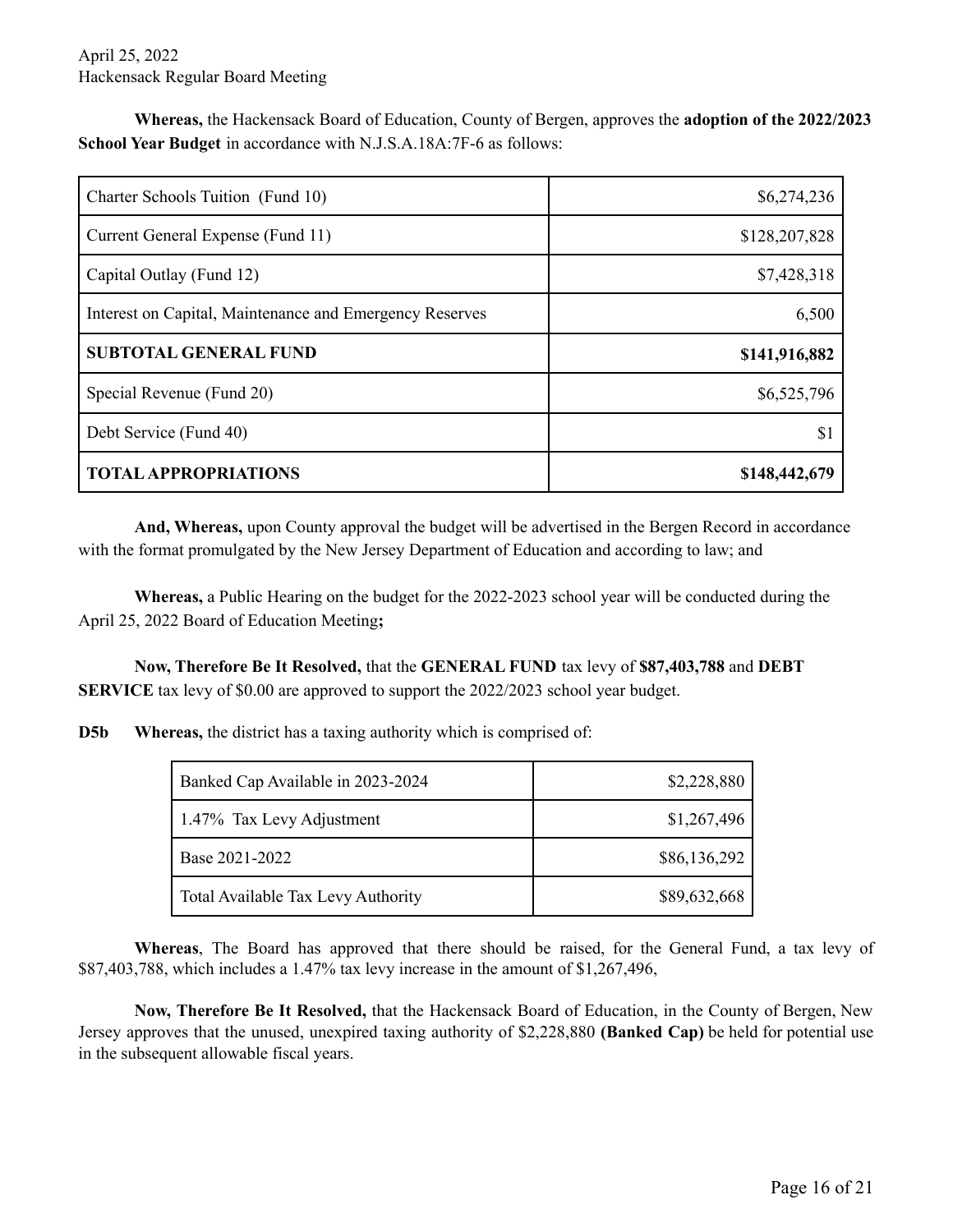**Whereas,** the Hackensack Board of Education, County of Bergen, approves the **adoption of the 2022/2023 School Year Budget** in accordance with N.J.S.A.18A:7F-6 as follows:

| | |
|---|---:|
| Charter Schools Tuition (Fund 10) | $6,274,236 |
| Current General Expense (Fund 11) | $128,207,828 |
| Capital Outlay (Fund 12) | $7,428,318 |
| Interest on Capital, Maintenance and Emergency Reserves | 6,500 |
| **SUBTOTAL GENERAL FUND** | **$141,916,882** |
| Special Revenue (Fund 20) | $6,525,796 |
| Debt Service (Fund 40) | $1 |
| **TOTAL APPROPRIATIONS** | **$148,442,679** |

**And, Whereas,** upon County approval the budget will be advertised in the Bergen Record in accordance with the format promulgated by the New Jersey Department of Education and according to law; and

**Whereas,** a Public Hearing on the budget for the 2022-2023 school year will be conducted during the April 25, 2022 Board of Education Meeting**;**

**Now, Therefore Be It Resolved,** that the **GENERAL FUND** tax levy of **$87,403,788** and **DEBT SERVICE** tax levy of $0.00 are approved to support the 2022/2023 school year budget.

**D5b** **Whereas,** the district has a taxing authority which is comprised of:

| | |
|---|---:|
| Banked Cap Available in 2023-2024 | $2,228,880 |
| 1.47% Tax Levy Adjustment | $1,267,496 |
| Base 2021-2022 | $86,136,292 |
| Total Available Tax Levy Authority | $89,632,668 |

**Whereas**, The Board has approved that there should be raised, for the General Fund, a tax levy of $87,403,788, which includes a 1.47% tax levy increase in the amount of $1,267,496,

**Now, Therefore Be It Resolved,** that the Hackensack Board of Education, in the County of Bergen, New Jersey approves that the unused, unexpired taxing authority of $2,228,880 **(Banked Cap)** be held for potential use in the subsequent allowable fiscal years.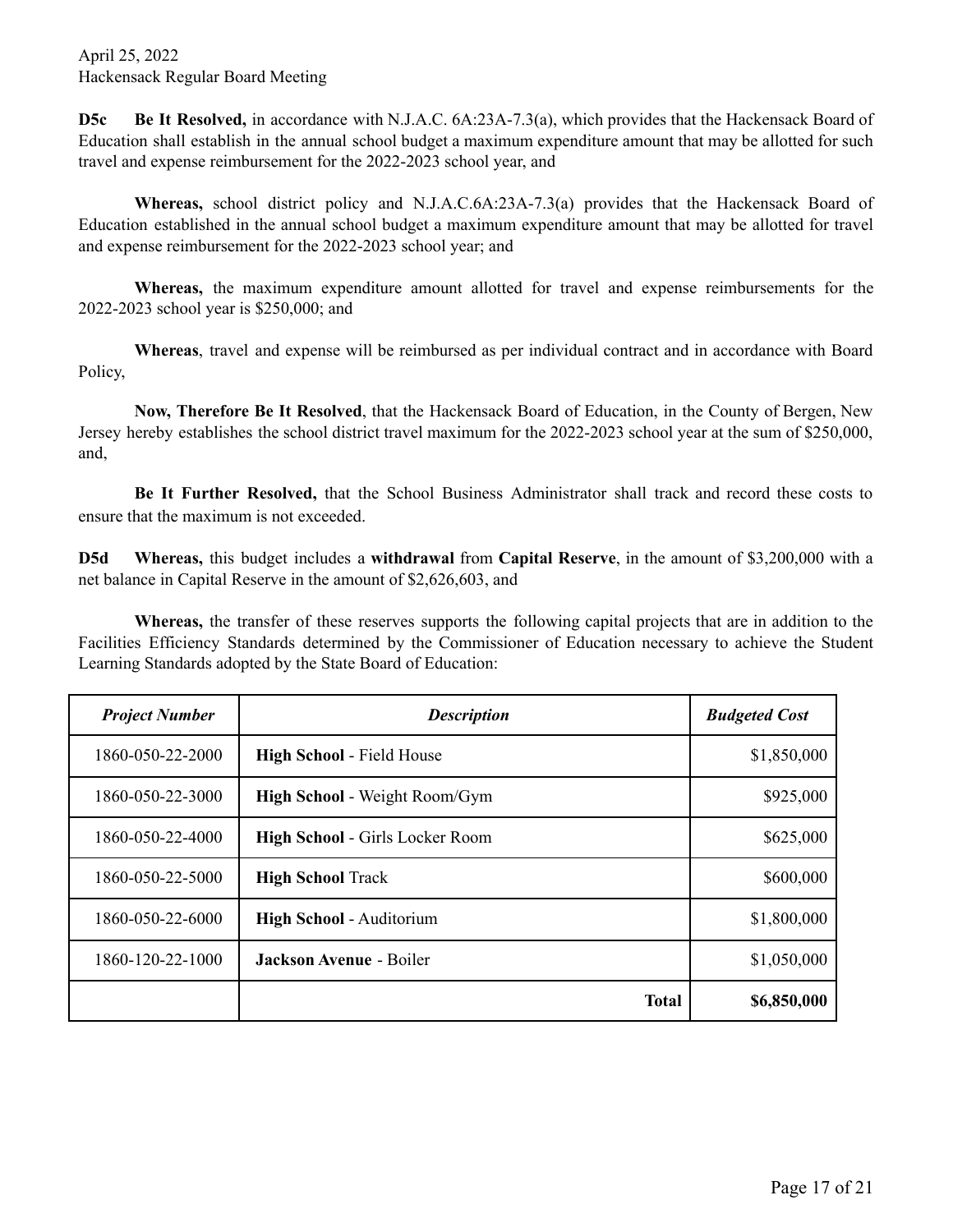**D5c** **Be It Resolved,** in accordance with N.J.A.C. 6A:23A-7.3(a), which provides that the Hackensack Board of Education shall establish in the annual school budget a maximum expenditure amount that may be allotted for such travel and expense reimbursement for the 2022-2023 school year, and

**Whereas,** school district policy and N.J.A.C.6A:23A-7.3(a) provides that the Hackensack Board of Education established in the annual school budget a maximum expenditure amount that may be allotted for travel and expense reimbursement for the 2022-2023 school year; and

**Whereas,** the maximum expenditure amount allotted for travel and expense reimbursements for the 2022-2023 school year is $250,000; and

**Whereas**, travel and expense will be reimbursed as per individual contract and in accordance with Board Policy,

**Now, Therefore Be It Resolved**, that the Hackensack Board of Education, in the County of Bergen, New Jersey hereby establishes the school district travel maximum for the 2022-2023 school year at the sum of $250,000, and,

**Be It Further Resolved,** that the School Business Administrator shall track and record these costs to ensure that the maximum is not exceeded.

**D5d** **Whereas,** this budget includes a **withdrawal** from **Capital Reserve**, in the amount of $3,200,000 with a net balance in Capital Reserve in the amount of $2,626,603, and

**Whereas,** the transfer of these reserves supports the following capital projects that are in addition to the Facilities Efficiency Standards determined by the Commissioner of Education necessary to achieve the Student Learning Standards adopted by the State Board of Education:

| ***Project Number*** | ***Description*** | ***Budgeted Cost*** |
|---|---|---|
| 1860-050-22-2000 | **High School** - Field House | $1,850,000 |
| 1860-050-22-3000 | **High School** - Weight Room/Gym | $925,000 |
| 1860-050-22-4000 | **High School** - Girls Locker Room | $625,000 |
| 1860-050-22-5000 | **High School** Track | $600,000 |
| 1860-050-22-6000 | **High School** - Auditorium | $1,800,000 |
| 1860-120-22-1000 | **Jackson Avenue** - Boiler | $1,050,000 |
| | **Total** | **$6,850,000** |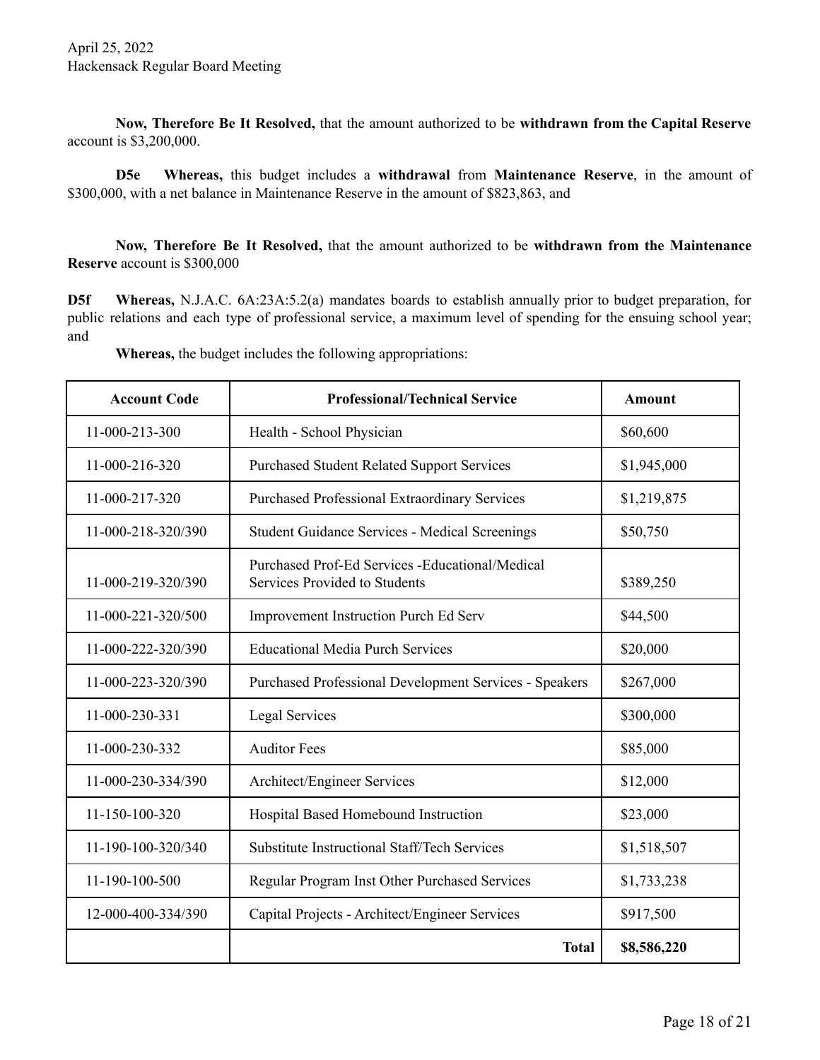**Now, Therefore Be It Resolved,** that the amount authorized to be **withdrawn from the Capital Reserve** account is $3,200,000.

**D5e Whereas,** this budget includes a **withdrawal** from **Maintenance Reserve**, in the amount of $300,000, with a net balance in Maintenance Reserve in the amount of $823,863, and

**Now, Therefore Be It Resolved,** that the amount authorized to be **withdrawn from the Maintenance Reserve** account is $300,000

**D5f Whereas,** N.J.A.C. 6A:23A:5.2(a) mandates boards to establish annually prior to budget preparation, for public relations and each type of professional service, a maximum level of spending for the ensuing school year; and

**Whereas,** the budget includes the following appropriations:

| Account Code | Professional/Technical Service | Amount |
|---|---|---|
| 11-000-213-300 | Health - School Physician | $60,600 |
| 11-000-216-320 | Purchased Student Related Support Services | $1,945,000 |
| 11-000-217-320 | Purchased Professional Extraordinary Services | $1,219,875 |
| 11-000-218-320/390 | Student Guidance Services - Medical Screenings | $50,750 |
| 11-000-219-320/390 | Purchased Prof-Ed Services -Educational/Medical Services Provided to Students | $389,250 |
| 11-000-221-320/500 | Improvement Instruction Purch Ed Serv | $44,500 |
| 11-000-222-320/390 | Educational Media Purch Services | $20,000 |
| 11-000-223-320/390 | Purchased Professional Development Services - Speakers | $267,000 |
| 11-000-230-331 | Legal Services | $300,000 |
| 11-000-230-332 | Auditor Fees | $85,000 |
| 11-000-230-334/390 | Architect/Engineer Services | $12,000 |
| 11-150-100-320 | Hospital Based Homebound Instruction | $23,000 |
| 11-190-100-320/340 | Substitute Instructional Staff/Tech Services | $1,518,507 |
| 11-190-100-500 | Regular Program Inst Other Purchased Services | $1,733,238 |
| 12-000-400-334/390 | Capital Projects - Architect/Engineer Services | $917,500 |
| | **Total** | **$8,586,220** |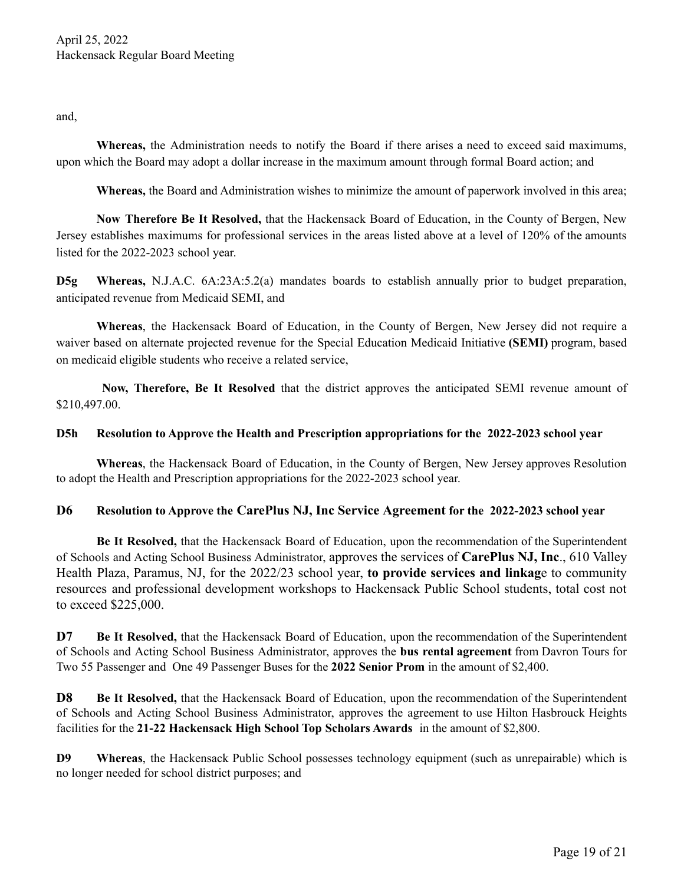and,

**Whereas,** the Administration needs to notify the Board if there arises a need to exceed said maximums, upon which the Board may adopt a dollar increase in the maximum amount through formal Board action; and

**Whereas,** the Board and Administration wishes to minimize the amount of paperwork involved in this area;

**Now Therefore Be It Resolved,** that the Hackensack Board of Education, in the County of Bergen, New Jersey establishes maximums for professional services in the areas listed above at a level of 120% of the amounts listed for the 2022-2023 school year.

**D5g** **Whereas,** N.J.A.C. 6A:23A:5.2(a) mandates boards to establish annually prior to budget preparation, anticipated revenue from Medicaid SEMI, and

**Whereas**, the Hackensack Board of Education, in the County of Bergen, New Jersey did not require a waiver based on alternate projected revenue for the Special Education Medicaid Initiative **(SEMI)** program, based on medicaid eligible students who receive a related service,

**Now, Therefore, Be It Resolved** that the district approves the anticipated SEMI revenue amount of $210,497.00.

**D5h Resolution to Approve the Health and Prescription appropriations for the 2022-2023 school year**

**Whereas**, the Hackensack Board of Education, in the County of Bergen, New Jersey approves Resolution to adopt the Health and Prescription appropriations for the 2022-2023 school year.

**D6 Resolution to Approve the CarePlus NJ, Inc Service Agreement for the 2022-2023 school year**

**Be It Resolved,** that the Hackensack Board of Education, upon the recommendation of the Superintendent of Schools and Acting School Business Administrator, approves the services of **CarePlus NJ, Inc**., 610 Valley Health Plaza, Paramus, NJ, for the 2022/23 school year, **to provide services and linkag**e to community resources and professional development workshops to Hackensack Public School students, total cost not to exceed $225,000.

**D7** **Be It Resolved,** that the Hackensack Board of Education, upon the recommendation of the Superintendent of Schools and Acting School Business Administrator, approves the **bus rental agreement** from Davron Tours for Two 55 Passenger and One 49 Passenger Buses for the **2022 Senior Prom** in the amount of $2,400.

**D8** **Be It Resolved,** that the Hackensack Board of Education, upon the recommendation of the Superintendent of Schools and Acting School Business Administrator, approves the agreement to use Hilton Hasbrouck Heights facilities for the **21-22 Hackensack High School Top Scholars Awards** in the amount of $2,800.

**D9** **Whereas**, the Hackensack Public School possesses technology equipment (such as unrepairable) which is no longer needed for school district purposes; and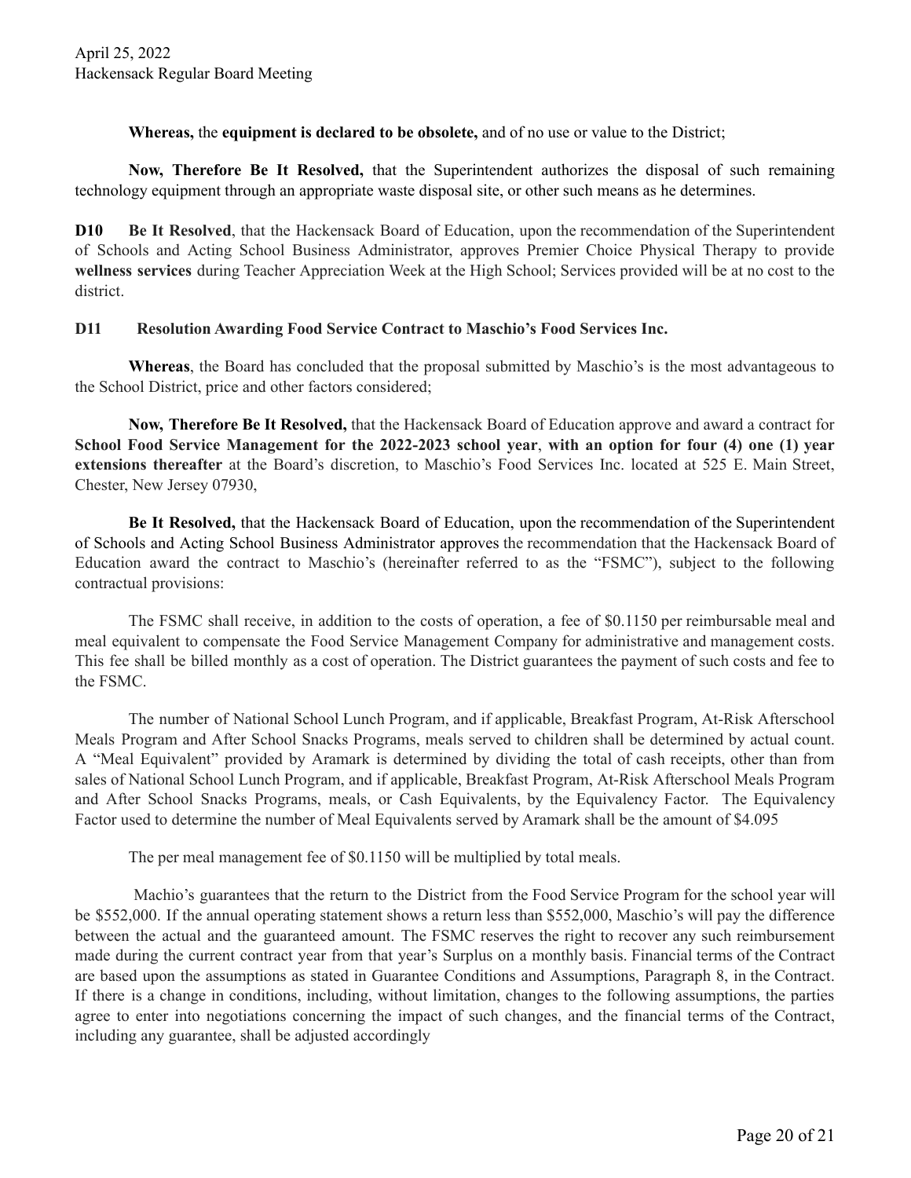**Whereas,** the **equipment is declared to be obsolete,** and of no use or value to the District;

**Now, Therefore Be It Resolved,** that the Superintendent authorizes the disposal of such remaining technology equipment through an appropriate waste disposal site, or other such means as he determines.

**D10** **Be It Resolved**, that the Hackensack Board of Education, upon the recommendation of the Superintendent of Schools and Acting School Business Administrator, approves Premier Choice Physical Therapy to provide **wellness services** during Teacher Appreciation Week at the High School; Services provided will be at no cost to the district.

**D11** **Resolution Awarding Food Service Contract to Maschio's Food Services Inc.**

**Whereas**, the Board has concluded that the proposal submitted by Maschio's is the most advantageous to the School District, price and other factors considered;

**Now, Therefore Be It Resolved,** that the Hackensack Board of Education approve and award a contract for **School Food Service Management for the 2022-2023 school year**, **with an option for four (4) one (1) year extensions thereafter** at the Board's discretion, to Maschio's Food Services Inc. located at 525 E. Main Street, Chester, New Jersey 07930,

**Be It Resolved,** that the Hackensack Board of Education, upon the recommendation of the Superintendent of Schools and Acting School Business Administrator approves the recommendation that the Hackensack Board of Education award the contract to Maschio's (hereinafter referred to as the "FSMC"), subject to the following contractual provisions:

The FSMC shall receive, in addition to the costs of operation, a fee of $0.1150 per reimbursable meal and meal equivalent to compensate the Food Service Management Company for administrative and management costs. This fee shall be billed monthly as a cost of operation. The District guarantees the payment of such costs and fee to the FSMC.

The number of National School Lunch Program, and if applicable, Breakfast Program, At-Risk Afterschool Meals Program and After School Snacks Programs, meals served to children shall be determined by actual count. A "Meal Equivalent" provided by Aramark is determined by dividing the total of cash receipts, other than from sales of National School Lunch Program, and if applicable, Breakfast Program, At-Risk Afterschool Meals Program and After School Snacks Programs, meals, or Cash Equivalents, by the Equivalency Factor. The Equivalency Factor used to determine the number of Meal Equivalents served by Aramark shall be the amount of $4.095

The per meal management fee of $0.1150 will be multiplied by total meals.

Machio's guarantees that the return to the District from the Food Service Program for the school year will be $552,000. If the annual operating statement shows a return less than $552,000, Maschio's will pay the difference between the actual and the guaranteed amount. The FSMC reserves the right to recover any such reimbursement made during the current contract year from that year's Surplus on a monthly basis. Financial terms of the Contract are based upon the assumptions as stated in Guarantee Conditions and Assumptions, Paragraph 8, in the Contract. If there is a change in conditions, including, without limitation, changes to the following assumptions, the parties agree to enter into negotiations concerning the impact of such changes, and the financial terms of the Contract, including any guarantee, shall be adjusted accordingly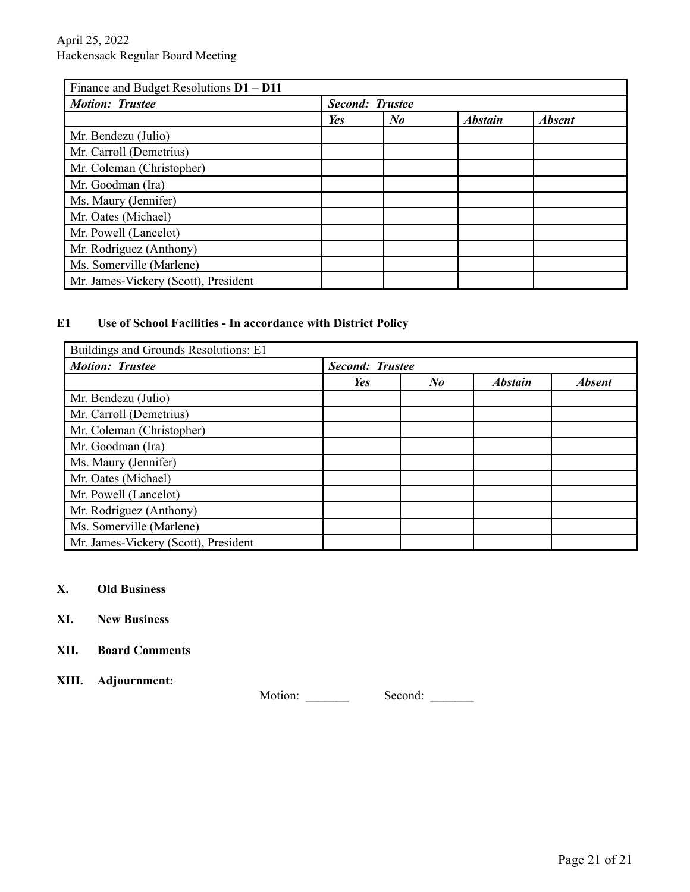| Finance and Budget Resolutions **D1 – D11** | | | | |
|---|---|---|---|---|
| ***Motion: Trustee*** | ***Second: Trustee*** | | | |
| | ***Yes*** | ***No*** | ***Abstain*** | ***Absent*** |
| Mr. Bendezu (Julio) | | | | |
| Mr. Carroll (Demetrius) | | | | |
| Mr. Coleman (Christopher) | | | | |
| Mr. Goodman (Ira) | | | | |
| Ms. Maury (Jennifer) | | | | |
| Mr. Oates (Michael) | | | | |
| Mr. Powell (Lancelot) | | | | |
| Mr. Rodriguez (Anthony) | | | | |
| Ms. Somerville (Marlene) | | | | |
| Mr. James-Vickery (Scott), President | | | | |

**E1 Use of School Facilities - In accordance with District Policy**

| Buildings and Grounds Resolutions: E1 | | | | |
|---|---|---|---|---|
| ***Motion: Trustee*** | ***Second: Trustee*** | | | |
| | ***Yes*** | ***No*** | ***Abstain*** | ***Absent*** |
| Mr. Bendezu (Julio) | | | | |
| Mr. Carroll (Demetrius) | | | | |
| Mr. Coleman (Christopher) | | | | |
| Mr. Goodman (Ira) | | | | |
| Ms. Maury (Jennifer) | | | | |
| Mr. Oates (Michael) | | | | |
| Mr. Powell (Lancelot) | | | | |
| Mr. Rodriguez (Anthony) | | | | |
| Ms. Somerville (Marlene) | | | | |
| Mr. James-Vickery (Scott), President | | | | |

## X. Old Business

## XI. New Business

## XII. Board Comments

## XIII. Adjournment:

Motion: _______ Second: _______